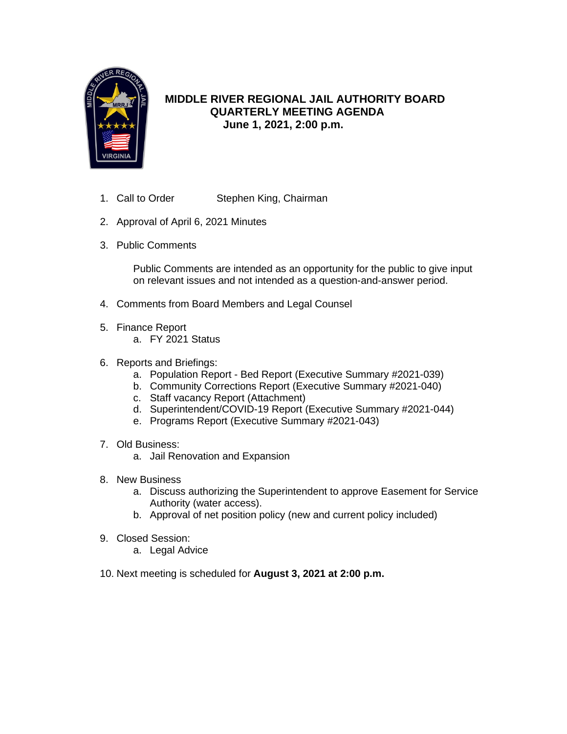# MIDDLE RIVER REGIONAL JAIL AUTHORITY BOARD
## QUARTERLY MEETING AGENDA
### June 1, 2021, 2:00 p.m.

1. Call to Order Stephen King, Chairman

2. Approval of April 6, 2021 Minutes

3. Public Comments

   Public Comments are intended as an opportunity for the public to give input on relevant issues and not intended as a question-and-answer period.

4. Comments from Board Members and Legal Counsel

5. Finance Report
   a. FY 2021 Status

6. Reports and Briefings:
   a. Population Report - Bed Report (Executive Summary #2021-039)
   b. Community Corrections Report (Executive Summary #2021-040)
   c. Staff vacancy Report (Attachment)
   d. Superintendent/COVID-19 Report (Executive Summary #2021-044)
   e. Programs Report (Executive Summary #2021-043)

7. Old Business:
   a. Jail Renovation and Expansion

8. New Business
   a. Discuss authorizing the Superintendent to approve Easement for Service Authority (water access).
   b. Approval of net position policy (new and current policy included)

9. Closed Session:
   a. Legal Advice

10. Next meeting is scheduled for **August 3, 2021 at 2:00 p.m.**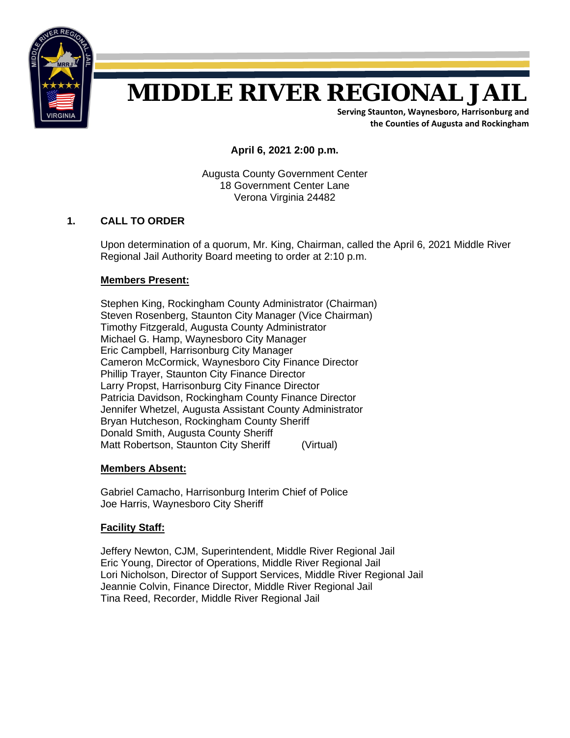# MIDDLE RIVER REGIONAL JAIL

**Serving Staunton, Waynesboro, Harrisonburg and the Counties of Augusta and Rockingham**

**April 6, 2021 2:00 p.m.**

Augusta County Government Center
18 Government Center Lane
Verona Virginia 24482

## 1. CALL TO ORDER

Upon determination of a quorum, Mr. King, Chairman, called the April 6, 2021 Middle River Regional Jail Authority Board meeting to order at 2:10 p.m.

**Members Present:**

Stephen King, Rockingham County Administrator (Chairman)
Steven Rosenberg, Staunton City Manager (Vice Chairman)
Timothy Fitzgerald, Augusta County Administrator
Michael G. Hamp, Waynesboro City Manager
Eric Campbell, Harrisonburg City Manager
Cameron McCormick, Waynesboro City Finance Director
Phillip Trayer, Staunton City Finance Director
Larry Propst, Harrisonburg City Finance Director
Patricia Davidson, Rockingham County Finance Director
Jennifer Whetzel, Augusta Assistant County Administrator
Bryan Hutcheson, Rockingham County Sheriff
Donald Smith, Augusta County Sheriff
Matt Robertson, Staunton City Sheriff (Virtual)

**Members Absent:**

Gabriel Camacho, Harrisonburg Interim Chief of Police
Joe Harris, Waynesboro City Sheriff

**Facility Staff:**

Jeffery Newton, CJM, Superintendent, Middle River Regional Jail
Eric Young, Director of Operations, Middle River Regional Jail
Lori Nicholson, Director of Support Services, Middle River Regional Jail
Jeannie Colvin, Finance Director, Middle River Regional Jail
Tina Reed, Recorder, Middle River Regional Jail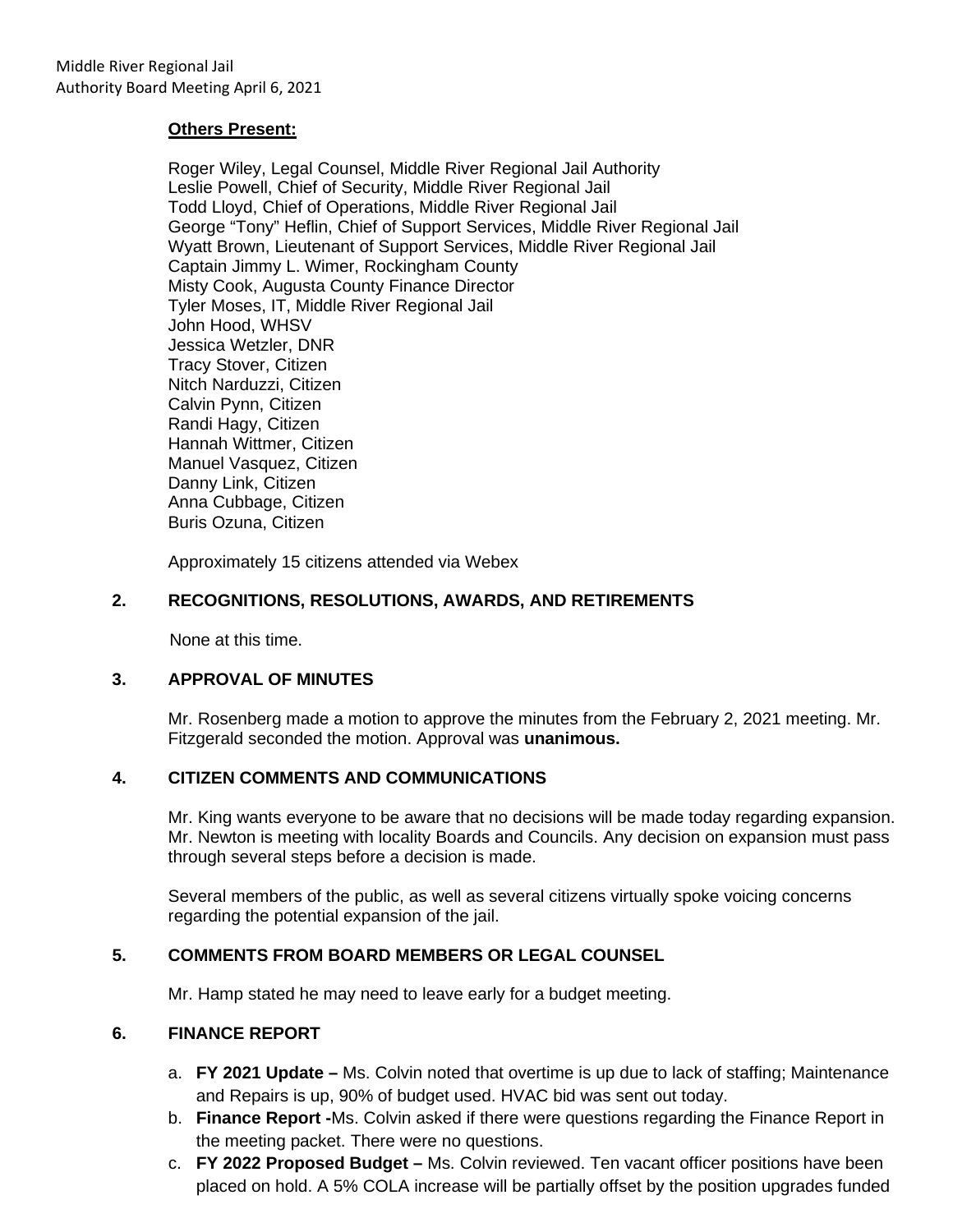**Others Present:**

Roger Wiley, Legal Counsel, Middle River Regional Jail Authority
Leslie Powell, Chief of Security, Middle River Regional Jail
Todd Lloyd, Chief of Operations, Middle River Regional Jail
George "Tony" Heflin, Chief of Support Services, Middle River Regional Jail
Wyatt Brown, Lieutenant of Support Services, Middle River Regional Jail
Captain Jimmy L. Wimer, Rockingham County
Misty Cook, Augusta County Finance Director
Tyler Moses, IT, Middle River Regional Jail
John Hood, WHSV
Jessica Wetzler, DNR
Tracy Stover, Citizen
Nitch Narduzzi, Citizen
Calvin Pynn, Citizen
Randi Hagy, Citizen
Hannah Wittmer, Citizen
Manuel Vasquez, Citizen
Danny Link, Citizen
Anna Cubbage, Citizen
Buris Ozuna, Citizen

Approximately 15 citizens attended via Webex

**2. RECOGNITIONS, RESOLUTIONS, AWARDS, AND RETIREMENTS**

None at this time.

**3. APPROVAL OF MINUTES**

Mr. Rosenberg made a motion to approve the minutes from the February 2, 2021 meeting. Mr. Fitzgerald seconded the motion. Approval was **unanimous.**

**4. CITIZEN COMMENTS AND COMMUNICATIONS**

Mr. King wants everyone to be aware that no decisions will be made today regarding expansion. Mr. Newton is meeting with locality Boards and Councils. Any decision on expansion must pass through several steps before a decision is made.

Several members of the public, as well as several citizens virtually spoke voicing concerns regarding the potential expansion of the jail.

**5. COMMENTS FROM BOARD MEMBERS OR LEGAL COUNSEL**

Mr. Hamp stated he may need to leave early for a budget meeting.

**6. FINANCE REPORT**

a. **FY 2021 Update –** Ms. Colvin noted that overtime is up due to lack of staffing; Maintenance and Repairs is up, 90% of budget used. HVAC bid was sent out today.
b. **Finance Report -**Ms. Colvin asked if there were questions regarding the Finance Report in the meeting packet. There were no questions.
c. **FY 2022 Proposed Budget –** Ms. Colvin reviewed. Ten vacant officer positions have been placed on hold. A 5% COLA increase will be partially offset by the position upgrades funded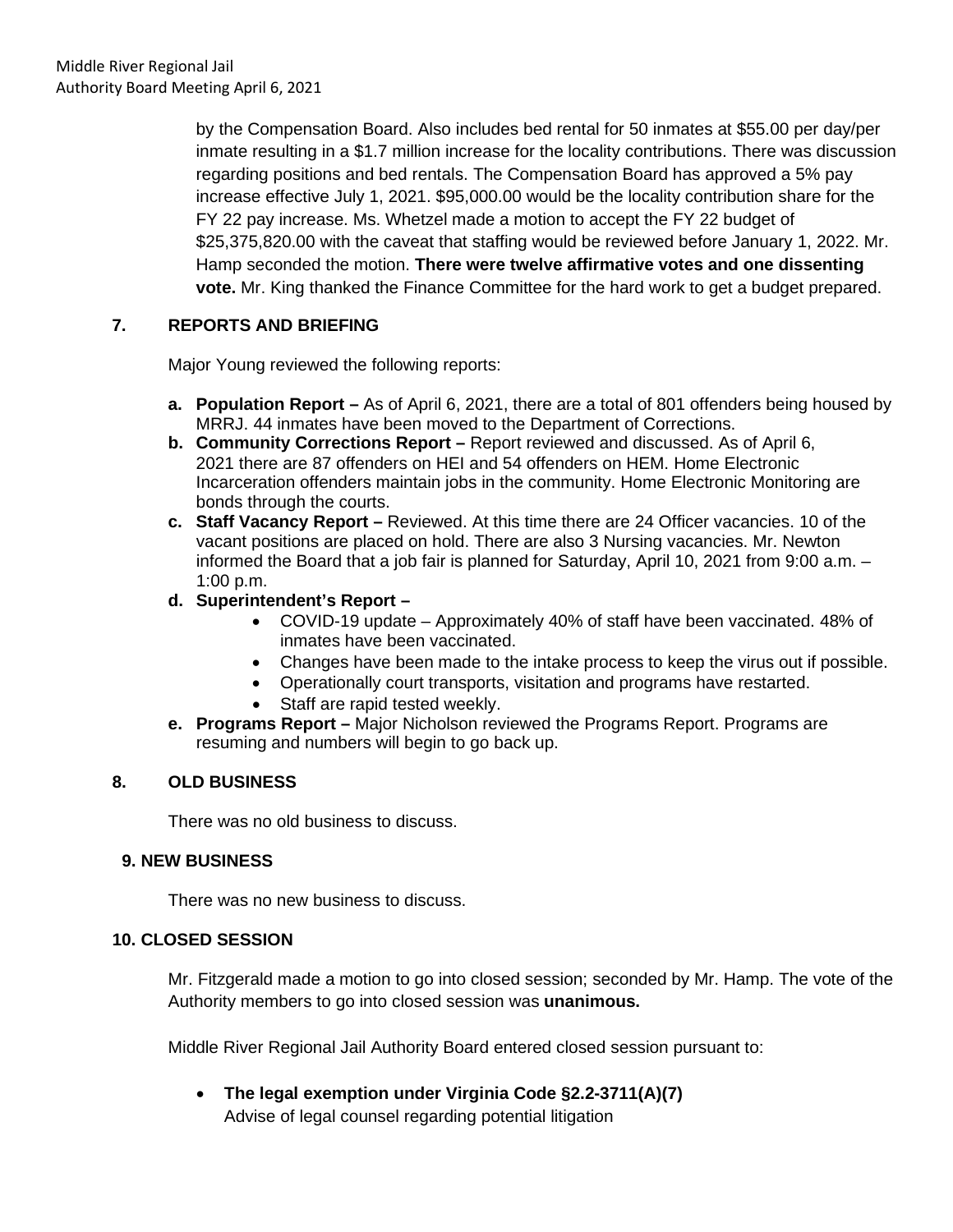by the Compensation Board. Also includes bed rental for 50 inmates at $55.00 per day/per inmate resulting in a $1.7 million increase for the locality contributions. There was discussion regarding positions and bed rentals. The Compensation Board has approved a 5% pay increase effective July 1, 2021. $95,000.00 would be the locality contribution share for the FY 22 pay increase. Ms. Whetzel made a motion to accept the FY 22 budget of $25,375,820.00 with the caveat that staffing would be reviewed before January 1, 2022. Mr. Hamp seconded the motion. **There were twelve affirmative votes and one dissenting vote.** Mr. King thanked the Finance Committee for the hard work to get a budget prepared.

## 7. REPORTS AND BRIEFING

Major Young reviewed the following reports:

- **a. Population Report –** As of April 6, 2021, there are a total of 801 offenders being housed by MRRJ. 44 inmates have been moved to the Department of Corrections.
- **b. Community Corrections Report –** Report reviewed and discussed. As of April 6, 2021 there are 87 offenders on HEI and 54 offenders on HEM. Home Electronic Incarceration offenders maintain jobs in the community. Home Electronic Monitoring are bonds through the courts.
- **c. Staff Vacancy Report –** Reviewed. At this time there are 24 Officer vacancies. 10 of the vacant positions are placed on hold. There are also 3 Nursing vacancies. Mr. Newton informed the Board that a job fair is planned for Saturday, April 10, 2021 from 9:00 a.m. – 1:00 p.m.
- **d. Superintendent's Report –**
  - COVID-19 update – Approximately 40% of staff have been vaccinated. 48% of inmates have been vaccinated.
  - Changes have been made to the intake process to keep the virus out if possible.
  - Operationally court transports, visitation and programs have restarted.
  - Staff are rapid tested weekly.
- **e. Programs Report –** Major Nicholson reviewed the Programs Report. Programs are resuming and numbers will begin to go back up.

## 8. OLD BUSINESS

There was no old business to discuss.

## 9. NEW BUSINESS

There was no new business to discuss.

## 10. CLOSED SESSION

Mr. Fitzgerald made a motion to go into closed session; seconded by Mr. Hamp. The vote of the Authority members to go into closed session was **unanimous.**

Middle River Regional Jail Authority Board entered closed session pursuant to:

- **The legal exemption under Virginia Code §2.2-3711(A)(7)**
  Advise of legal counsel regarding potential litigation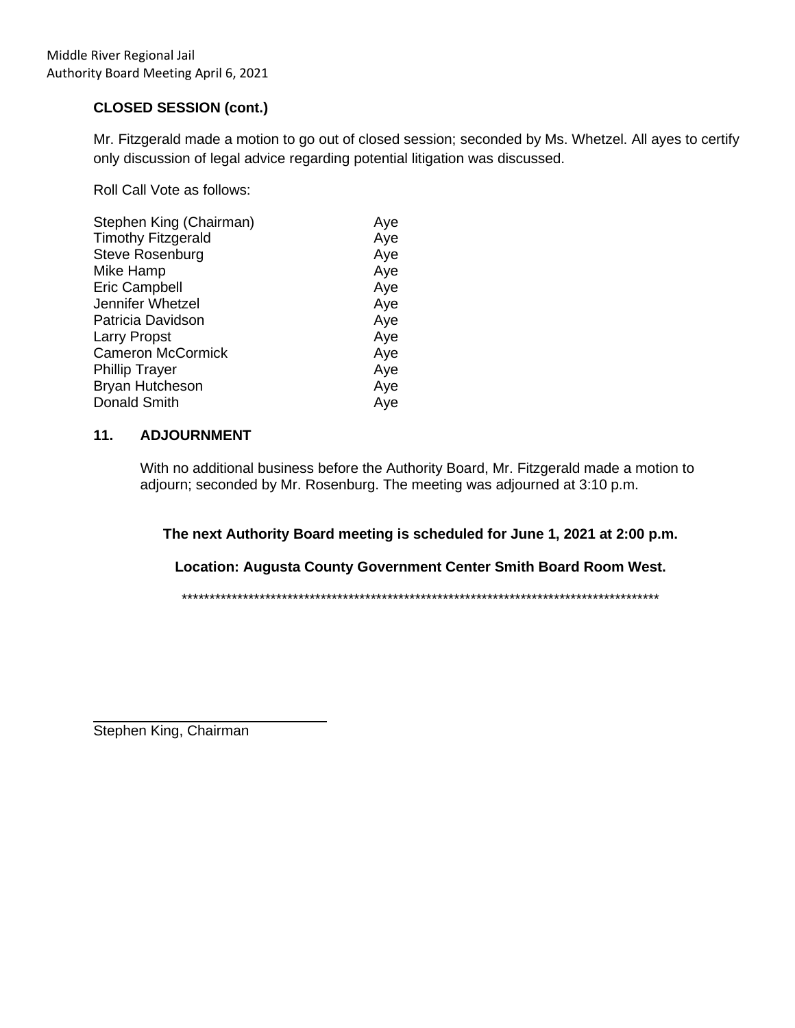**CLOSED SESSION (cont.)**

Mr. Fitzgerald made a motion to go out of closed session; seconded by Ms. Whetzel. All ayes to certify only discussion of legal advice regarding potential litigation was discussed.

Roll Call Vote as follows:

| | |
|---|---|
| Stephen King (Chairman) | Aye |
| Timothy Fitzgerald | Aye |
| Steve Rosenburg | Aye |
| Mike Hamp | Aye |
| Eric Campbell | Aye |
| Jennifer Whetzel | Aye |
| Patricia Davidson | Aye |
| Larry Propst | Aye |
| Cameron McCormick | Aye |
| Phillip Trayer | Aye |
| Bryan Hutcheson | Aye |
| Donald Smith | Aye |

**11. ADJOURNMENT**

With no additional business before the Authority Board, Mr. Fitzgerald made a motion to adjourn; seconded by Mr. Rosenburg. The meeting was adjourned at 3:10 p.m.

**The next Authority Board meeting is scheduled for June 1, 2021 at 2:00 p.m.**

**Location: Augusta County Government Center Smith Board Room West.**

\*\*\*\*\*\*\*\*\*\*\*\*\*\*\*\*\*\*\*\*\*\*\*\*\*\*\*\*\*\*\*\*\*\*\*\*\*\*\*\*\*\*\*\*\*\*\*\*\*\*\*\*\*\*\*\*\*\*\*\*\*\*\*\*\*\*\*\*\*\*\*\*\*\*\*\*\*\*\*\*\*\*\*\*\*\*\*\*

Stephen King, Chairman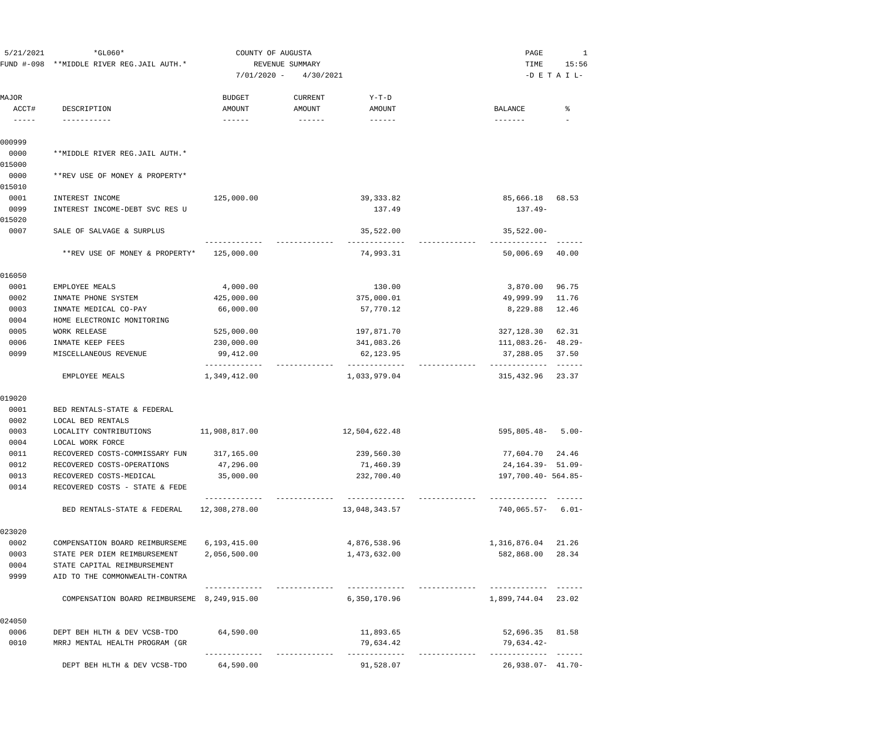5/21/2021 *GL060* COUNTY OF AUGUSTA

FUND #-098 **MIDDLE RIVER REG.JAIL AUTH.* REVENUE SUMMARY

7/01/2020 - 4/30/2021 -D E T A I L-

| MAJOR ACCT# | DESCRIPTION | BUDGET AMOUNT | CURRENT AMOUNT | Y-T-D AMOUNT | | BALANCE | % |
|---|---|---|---|---|---|---|---|
| 000999 | | | | | | | |
| 0000 | **MIDDLE RIVER REG.JAIL AUTH.* | | | | | | |
| 015000 | | | | | | | |
| 0000 | **REV USE OF MONEY & PROPERTY* | | | | | | |
| 015010 | | | | | | | |
| 0001 | INTEREST INCOME | 125,000.00 | | 39,333.82 | | 85,666.18 | 68.53 |
| 0099 | INTEREST INCOME-DEBT SVC RES U | | | 137.49 | | 137.49- | |
| 015020 | | | | | | | |
| 0007 | SALE OF SALVAGE & SURPLUS | | | 35,522.00 | | 35,522.00- | |
| | **REV USE OF MONEY & PROPERTY* | 125,000.00 | | 74,993.31 | | 50,006.69 | 40.00 |
| 016050 | | | | | | | |
| 0001 | EMPLOYEE MEALS | 4,000.00 | | 130.00 | | 3,870.00 | 96.75 |
| 0002 | INMATE PHONE SYSTEM | 425,000.00 | | 375,000.01 | | 49,999.99 | 11.76 |
| 0003 | INMATE MEDICAL CO-PAY | 66,000.00 | | 57,770.12 | | 8,229.88 | 12.46 |
| 0004 | HOME ELECTRONIC MONITORING | | | | | | |
| 0005 | WORK RELEASE | 525,000.00 | | 197,871.70 | | 327,128.30 | 62.31 |
| 0006 | INMATE KEEP FEES | 230,000.00 | | 341,083.26 | | 111,083.26- | 48.29- |
| 0099 | MISCELLANEOUS REVENUE | 99,412.00 | | 62,123.95 | | 37,288.05 | 37.50 |
| | EMPLOYEE MEALS | 1,349,412.00 | | 1,033,979.04 | | 315,432.96 | 23.37 |
| 019020 | | | | | | | |
| 0001 | BED RENTALS-STATE & FEDERAL | | | | | | |
| 0002 | LOCAL BED RENTALS | | | | | | |
| 0003 | LOCALITY CONTRIBUTIONS | 11,908,817.00 | | 12,504,622.48 | | 595,805.48- | 5.00- |
| 0004 | LOCAL WORK FORCE | | | | | | |
| 0011 | RECOVERED COSTS-COMMISSARY FUN | 317,165.00 | | 239,560.30 | | 77,604.70 | 24.46 |
| 0012 | RECOVERED COSTS-OPERATIONS | 47,296.00 | | 71,460.39 | | 24,164.39- | 51.09- |
| 0013 | RECOVERED COSTS-MEDICAL | 35,000.00 | | 232,700.40 | | 197,700.40- | 564.85- |
| 0014 | RECOVERED COSTS - STATE & FEDE | | | | | | |
| | BED RENTALS-STATE & FEDERAL | 12,308,278.00 | | 13,048,343.57 | | 740,065.57- | 6.01- |
| 023020 | | | | | | | |
| 0002 | COMPENSATION BOARD REIMBURSEME | 6,193,415.00 | | 4,876,538.96 | | 1,316,876.04 | 21.26 |
| 0003 | STATE PER DIEM REIMBURSEMENT | 2,056,500.00 | | 1,473,632.00 | | 582,868.00 | 28.34 |
| 0004 | STATE CAPITAL REIMBURSEMENT | | | | | | |
| 9999 | AID TO THE COMMONWEALTH-CONTRA | | | | | | |
| | COMPENSATION BOARD REIMBURSEME | 8,249,915.00 | | 6,350,170.96 | | 1,899,744.04 | 23.02 |
| 024050 | | | | | | | |
| 0006 | DEPT BEH HLTH & DEV VCSB-TDO | 64,590.00 | | 11,893.65 | | 52,696.35 | 81.58 |
| 0010 | MRRJ MENTAL HEALTH PROGRAM (GR | | | 79,634.42 | | 79,634.42- | |
| | DEPT BEH HLTH & DEV VCSB-TDO | 64,590.00 | | 91,528.07 | | 26,938.07- | 41.70- |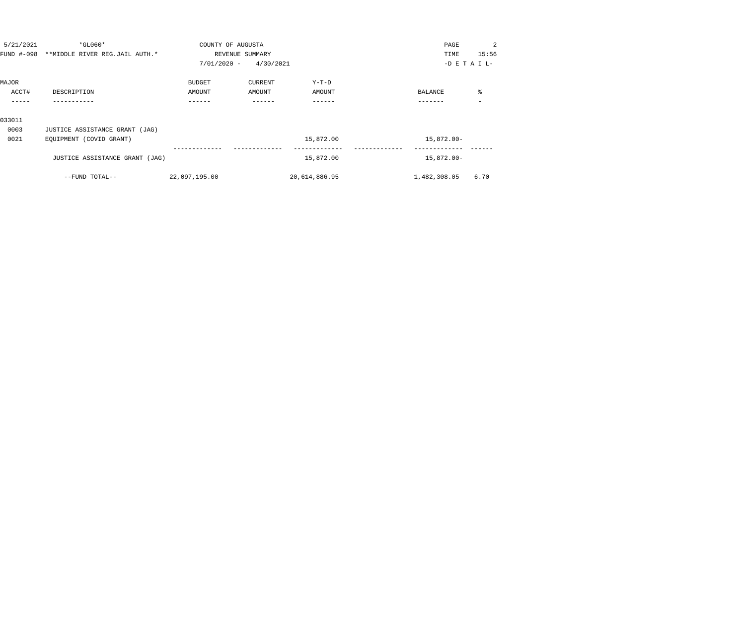5/21/2021 *GL060* COUNTY OF AUGUSTA

FUND #-098 **MIDDLE RIVER REG.JAIL AUTH.* REVENUE SUMMARY

7/01/2020 - 4/30/2021 -D E T A I L-

| MAJOR ACCT# | DESCRIPTION | BUDGET AMOUNT | CURRENT AMOUNT | Y-T-D AMOUNT | | BALANCE | % |
|---|---|---|---|---|---|---|---|
| 033011 | | | | | | | |
| 0003 | JUSTICE ASSISTANCE GRANT (JAG) | | | | | | |
| 0021 | EQUIPMENT (COVID GRANT) | | | 15,872.00 | | 15,872.00- | |
| | JUSTICE ASSISTANCE GRANT (JAG) | | | 15,872.00 | | 15,872.00- | |
| | --FUND TOTAL-- | 22,097,195.00 | | 20,614,886.95 | | 1,482,308.05 | 6.70 |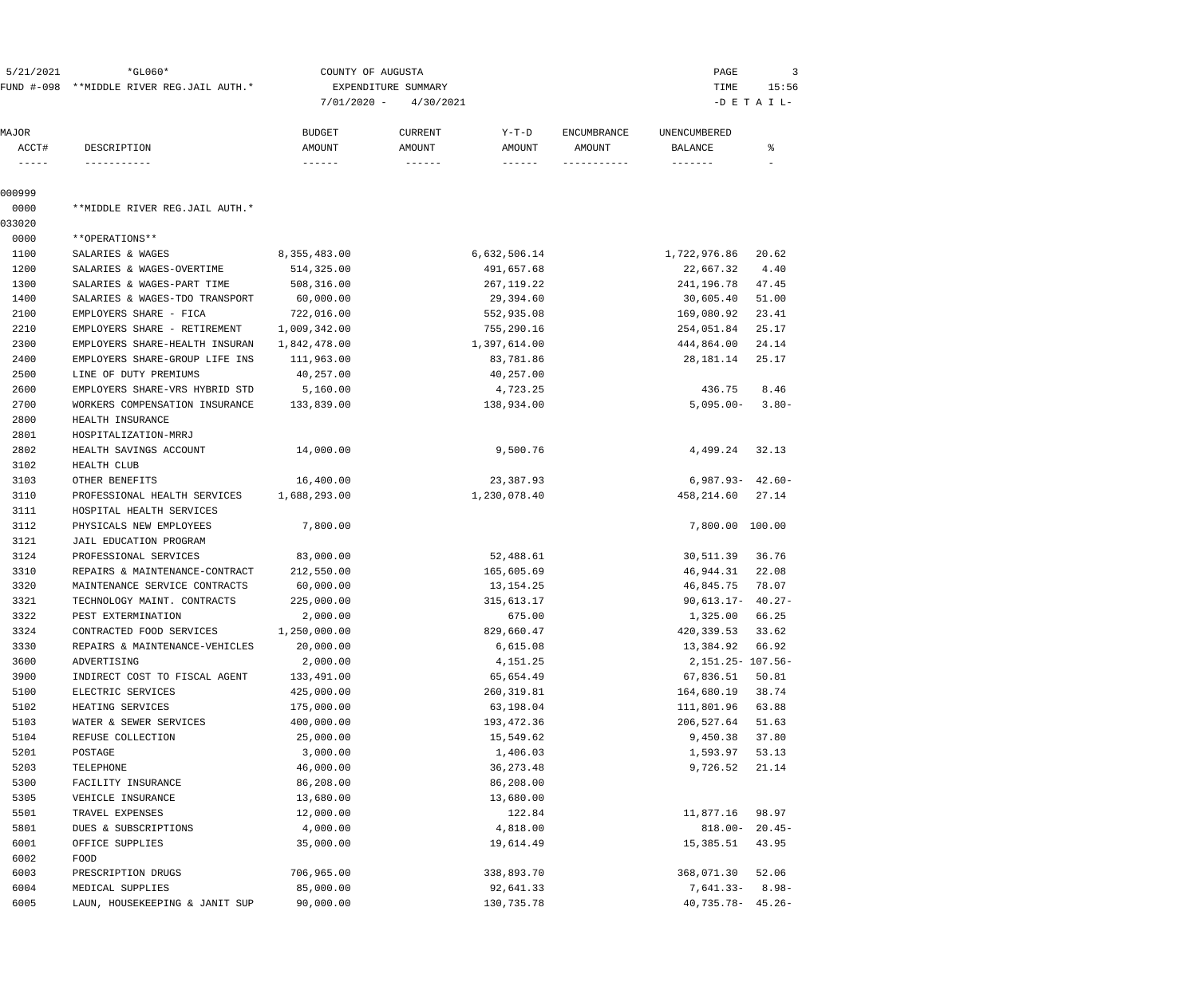5/21/2021 *GL060* COUNTY OF AUGUSTA PAGE 3
FUND #-098 **MIDDLE RIVER REG.JAIL AUTH.* EXPENDITURE SUMMARY TIME 15:56
7/01/2020 - 4/30/2021 -D E T A I L-

| MAJOR ACCT# | DESCRIPTION | BUDGET AMOUNT | CURRENT AMOUNT | Y-T-D AMOUNT | ENCUMBRANCE AMOUNT | UNENCUMBERED BALANCE | % |
|---|---|---|---|---|---|---|---|
| 000999 | | | | | | | |
| 0000 | **MIDDLE RIVER REG.JAIL AUTH.* | | | | | | |
| 033020 | | | | | | | |
| 0000 | **OPERATIONS** | | | | | | |
| 1100 | SALARIES & WAGES | 8,355,483.00 | | 6,632,506.14 | | 1,722,976.86 | 20.62 |
| 1200 | SALARIES & WAGES-OVERTIME | 514,325.00 | | 491,657.68 | | 22,667.32 | 4.40 |
| 1300 | SALARIES & WAGES-PART TIME | 508,316.00 | | 267,119.22 | | 241,196.78 | 47.45 |
| 1400 | SALARIES & WAGES-TDO TRANSPORT | 60,000.00 | | 29,394.60 | | 30,605.40 | 51.00 |
| 2100 | EMPLOYERS SHARE - FICA | 722,016.00 | | 552,935.08 | | 169,080.92 | 23.41 |
| 2210 | EMPLOYERS SHARE - RETIREMENT | 1,009,342.00 | | 755,290.16 | | 254,051.84 | 25.17 |
| 2300 | EMPLOYERS SHARE-HEALTH INSURAN | 1,842,478.00 | | 1,397,614.00 | | 444,864.00 | 24.14 |
| 2400 | EMPLOYERS SHARE-GROUP LIFE INS | 111,963.00 | | 83,781.86 | | 28,181.14 | 25.17 |
| 2500 | LINE OF DUTY PREMIUMS | 40,257.00 | | 40,257.00 | | | |
| 2600 | EMPLOYERS SHARE-VRS HYBRID STD | 5,160.00 | | 4,723.25 | | 436.75 | 8.46 |
| 2700 | WORKERS COMPENSATION INSURANCE | 133,839.00 | | 138,934.00 | | 5,095.00- | 3.80- |
| 2800 | HEALTH INSURANCE | | | | | | |
| 2801 | HOSPITALIZATION-MRRJ | | | | | | |
| 2802 | HEALTH SAVINGS ACCOUNT | 14,000.00 | | 9,500.76 | | 4,499.24 | 32.13 |
| 3102 | HEALTH CLUB | | | | | | |
| 3103 | OTHER BENEFITS | 16,400.00 | | 23,387.93 | | 6,987.93- | 42.60- |
| 3110 | PROFESSIONAL HEALTH SERVICES | 1,688,293.00 | | 1,230,078.40 | | 458,214.60 | 27.14 |
| 3111 | HOSPITAL HEALTH SERVICES | | | | | | |
| 3112 | PHYSICALS NEW EMPLOYEES | 7,800.00 | | | | 7,800.00 | 100.00 |
| 3121 | JAIL EDUCATION PROGRAM | | | | | | |
| 3124 | PROFESSIONAL SERVICES | 83,000.00 | | 52,488.61 | | 30,511.39 | 36.76 |
| 3310 | REPAIRS & MAINTENANCE-CONTRACT | 212,550.00 | | 165,605.69 | | 46,944.31 | 22.08 |
| 3320 | MAINTENANCE SERVICE CONTRACTS | 60,000.00 | | 13,154.25 | | 46,845.75 | 78.07 |
| 3321 | TECHNOLOGY MAINT. CONTRACTS | 225,000.00 | | 315,613.17 | | 90,613.17- | 40.27- |
| 3322 | PEST EXTERMINATION | 2,000.00 | | 675.00 | | 1,325.00 | 66.25 |
| 3324 | CONTRACTED FOOD SERVICES | 1,250,000.00 | | 829,660.47 | | 420,339.53 | 33.62 |
| 3330 | REPAIRS & MAINTENANCE-VEHICLES | 20,000.00 | | 6,615.08 | | 13,384.92 | 66.92 |
| 3600 | ADVERTISING | 2,000.00 | | 4,151.25 | | 2,151.25- | 107.56- |
| 3900 | INDIRECT COST TO FISCAL AGENT | 133,491.00 | | 65,654.49 | | 67,836.51 | 50.81 |
| 5100 | ELECTRIC SERVICES | 425,000.00 | | 260,319.81 | | 164,680.19 | 38.74 |
| 5102 | HEATING SERVICES | 175,000.00 | | 63,198.04 | | 111,801.96 | 63.88 |
| 5103 | WATER & SEWER SERVICES | 400,000.00 | | 193,472.36 | | 206,527.64 | 51.63 |
| 5104 | REFUSE COLLECTION | 25,000.00 | | 15,549.62 | | 9,450.38 | 37.80 |
| 5201 | POSTAGE | 3,000.00 | | 1,406.03 | | 1,593.97 | 53.13 |
| 5203 | TELEPHONE | 46,000.00 | | 36,273.48 | | 9,726.52 | 21.14 |
| 5300 | FACILITY INSURANCE | 86,208.00 | | 86,208.00 | | | |
| 5305 | VEHICLE INSURANCE | 13,680.00 | | 13,680.00 | | | |
| 5501 | TRAVEL EXPENSES | 12,000.00 | | 122.84 | | 11,877.16 | 98.97 |
| 5801 | DUES & SUBSCRIPTIONS | 4,000.00 | | 4,818.00 | | 818.00- | 20.45- |
| 6001 | OFFICE SUPPLIES | 35,000.00 | | 19,614.49 | | 15,385.51 | 43.95 |
| 6002 | FOOD | | | | | | |
| 6003 | PRESCRIPTION DRUGS | 706,965.00 | | 338,893.70 | | 368,071.30 | 52.06 |
| 6004 | MEDICAL SUPPLIES | 85,000.00 | | 92,641.33 | | 7,641.33- | 8.98- |
| 6005 | LAUN, HOUSEKEEPING & JANIT SUP | 90,000.00 | | 130,735.78 | | 40,735.78- | 45.26- |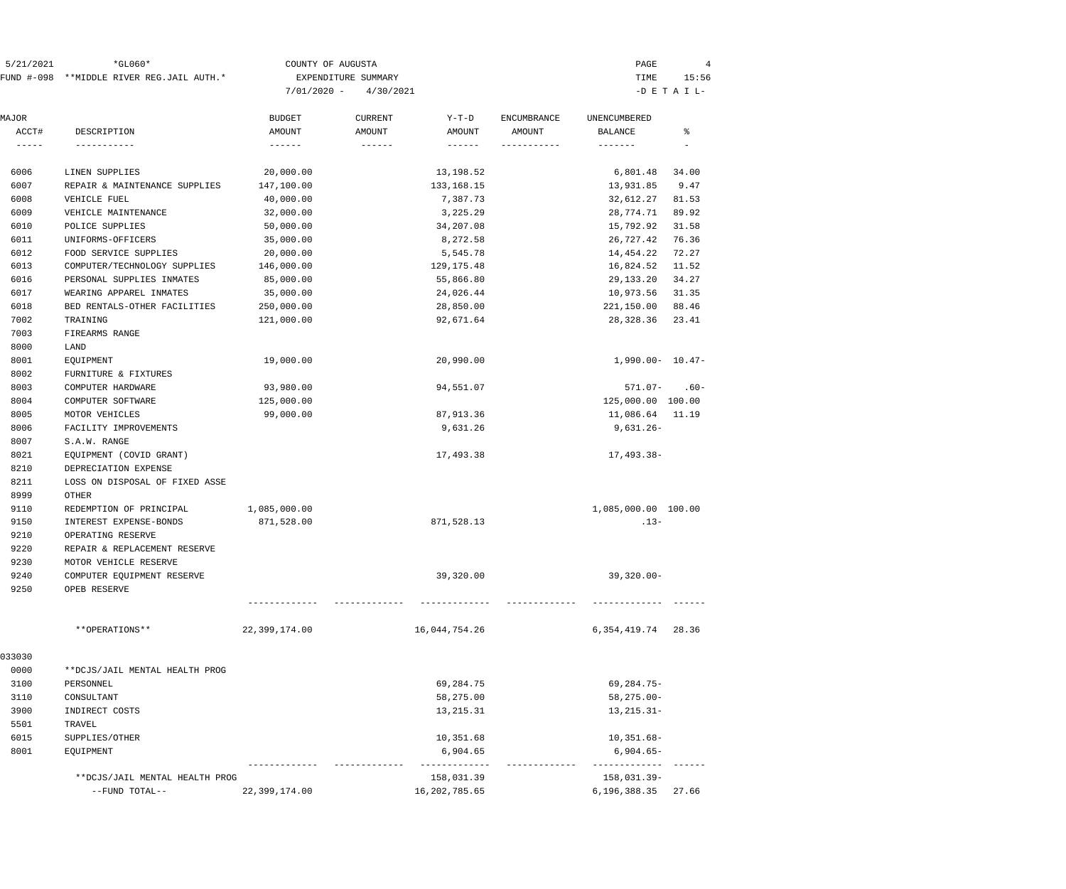5/21/2021 *GL060* COUNTY OF AUGUSTA

FUND #-098 **MIDDLE RIVER REG.JAIL AUTH.* EXPENDITURE SUMMARY

7/01/2020 - 4/30/2021

PAGE 4 TIME 15:56 -D E T A I L-

| MAJOR ACCT# | DESCRIPTION | BUDGET AMOUNT | CURRENT AMOUNT | Y-T-D AMOUNT | ENCUMBRANCE AMOUNT | UNENCUMBERED BALANCE | % |
|---|---|---|---|---|---|---|---|
| 6006 | LINEN SUPPLIES | 20,000.00 | | 13,198.52 | | 6,801.48 | 34.00 |
| 6007 | REPAIR & MAINTENANCE SUPPLIES | 147,100.00 | | 133,168.15 | | 13,931.85 | 9.47 |
| 6008 | VEHICLE FUEL | 40,000.00 | | 7,387.73 | | 32,612.27 | 81.53 |
| 6009 | VEHICLE MAINTENANCE | 32,000.00 | | 3,225.29 | | 28,774.71 | 89.92 |
| 6010 | POLICE SUPPLIES | 50,000.00 | | 34,207.08 | | 15,792.92 | 31.58 |
| 6011 | UNIFORMS-OFFICERS | 35,000.00 | | 8,272.58 | | 26,727.42 | 76.36 |
| 6012 | FOOD SERVICE SUPPLIES | 20,000.00 | | 5,545.78 | | 14,454.22 | 72.27 |
| 6013 | COMPUTER/TECHNOLOGY SUPPLIES | 146,000.00 | | 129,175.48 | | 16,824.52 | 11.52 |
| 6016 | PERSONAL SUPPLIES INMATES | 85,000.00 | | 55,866.80 | | 29,133.20 | 34.27 |
| 6017 | WEARING APPAREL INMATES | 35,000.00 | | 24,026.44 | | 10,973.56 | 31.35 |
| 6018 | BED RENTALS-OTHER FACILITIES | 250,000.00 | | 28,850.00 | | 221,150.00 | 88.46 |
| 7002 | TRAINING | 121,000.00 | | 92,671.64 | | 28,328.36 | 23.41 |
| 7003 | FIREARMS RANGE | | | | | | |
| 8000 | LAND | | | | | | |
| 8001 | EQUIPMENT | 19,000.00 | | 20,990.00 | | 1,990.00- | 10.47- |
| 8002 | FURNITURE & FIXTURES | | | | | | |
| 8003 | COMPUTER HARDWARE | 93,980.00 | | 94,551.07 | | 571.07- | .60- |
| 8004 | COMPUTER SOFTWARE | 125,000.00 | | | | 125,000.00 | 100.00 |
| 8005 | MOTOR VEHICLES | 99,000.00 | | 87,913.36 | | 11,086.64 | 11.19 |
| 8006 | FACILITY IMPROVEMENTS | | | 9,631.26 | | 9,631.26- | |
| 8007 | S.A.W. RANGE | | | | | | |
| 8021 | EQUIPMENT (COVID GRANT) | | | 17,493.38 | | 17,493.38- | |
| 8210 | DEPRECIATION EXPENSE | | | | | | |
| 8211 | LOSS ON DISPOSAL OF FIXED ASSE | | | | | | |
| 8999 | OTHER | | | | | | |
| 9110 | REDEMPTION OF PRINCIPAL | 1,085,000.00 | | | | 1,085,000.00 | 100.00 |
| 9150 | INTEREST EXPENSE-BONDS | 871,528.00 | | 871,528.13 | | .13- | |
| 9210 | OPERATING RESERVE | | | | | | |
| 9220 | REPAIR & REPLACEMENT RESERVE | | | | | | |
| 9230 | MOTOR VEHICLE RESERVE | | | | | | |
| 9240 | COMPUTER EQUIPMENT RESERVE | | | 39,320.00 | | 39,320.00- | |
| 9250 | OPEB RESERVE | | | | | | |
| | **OPERATIONS** | 22,399,174.00 | | 16,044,754.26 | | 6,354,419.74 | 28.36 |
| 033030 | | | | | | | |
| 0000 | **DCJS/JAIL MENTAL HEALTH PROG | | | | | | |
| 3100 | PERSONNEL | | | 69,284.75 | | 69,284.75- | |
| 3110 | CONSULTANT | | | 58,275.00 | | 58,275.00- | |
| 3900 | INDIRECT COSTS | | | 13,215.31 | | 13,215.31- | |
| 5501 | TRAVEL | | | | | | |
| 6015 | SUPPLIES/OTHER | | | 10,351.68 | | 10,351.68- | |
| 8001 | EQUIPMENT | | | 6,904.65 | | 6,904.65- | |
| | **DCJS/JAIL MENTAL HEALTH PROG | | | 158,031.39 | | 158,031.39- | |
| | --FUND TOTAL-- | 22,399,174.00 | | 16,202,785.65 | | 6,196,388.35 | 27.66 |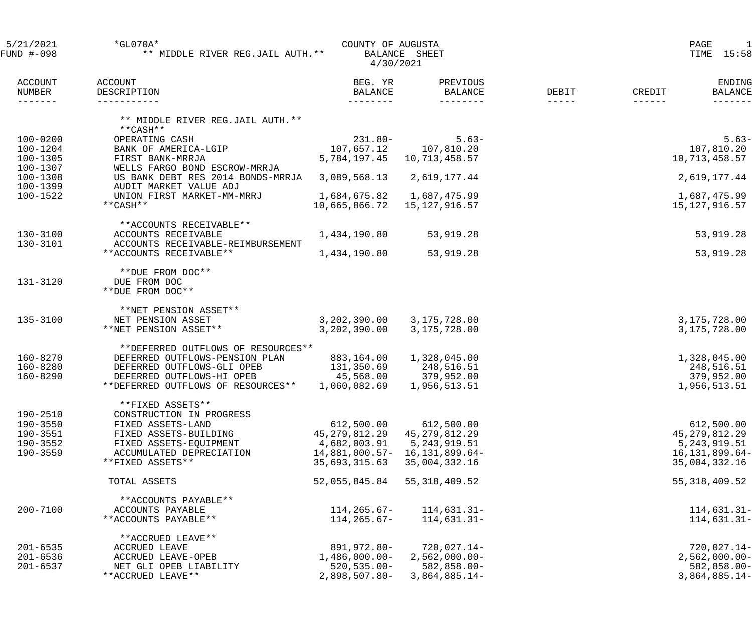5/21/2021 *GL070A* COUNTY OF AUGUSTA

FUND #-098 ** MIDDLE RIVER REG.JAIL AUTH.** BALANCE SHEET

4/30/2021

| ACCOUNT NUMBER | ACCOUNT DESCRIPTION | BEG. YR BALANCE | PREVIOUS BALANCE | DEBIT | CREDIT | ENDING BALANCE |
|---|---|---|---|---|---|---|
| | ** MIDDLE RIVER REG.JAIL AUTH.** | | | | | |
| | **CASH** | | | | | |
| 100-0200 | OPERATING CASH | 231.80- | 5.63- | | | 5.63- |
| 100-1204 | BANK OF AMERICA-LGIP | 107,657.12 | 107,810.20 | | | 107,810.20 |
| 100-1305 | FIRST BANK-MRRJA | 5,784,197.45 | 10,713,458.57 | | | 10,713,458.57 |
| 100-1307 | WELLS FARGO BOND ESCROW-MRRJA | | | | | |
| 100-1308 | US BANK DEBT RES 2014 BONDS-MRRJA | 3,089,568.13 | 2,619,177.44 | | | 2,619,177.44 |
| 100-1399 | AUDIT MARKET VALUE ADJ | | | | | |
| 100-1522 | UNION FIRST MARKET-MM-MRRJ | 1,684,675.82 | 1,687,475.99 | | | 1,687,475.99 |
| | **CASH** | 10,665,866.72 | 15,127,916.57 | | | 15,127,916.57 |
| | **ACCOUNTS RECEIVABLE** | | | | | |
| 130-3100 | ACCOUNTS RECEIVABLE | 1,434,190.80 | 53,919.28 | | | 53,919.28 |
| 130-3101 | ACCOUNTS RECEIVABLE-REIMBURSEMENT | | | | | |
| | **ACCOUNTS RECEIVABLE** | 1,434,190.80 | 53,919.28 | | | 53,919.28 |
| | **DUE FROM DOC** | | | | | |
| 131-3120 | DUE FROM DOC | | | | | |
| | **DUE FROM DOC** | | | | | |
| | **NET PENSION ASSET** | | | | | |
| 135-3100 | NET PENSION ASSET | 3,202,390.00 | 3,175,728.00 | | | 3,175,728.00 |
| | **NET PENSION ASSET** | 3,202,390.00 | 3,175,728.00 | | | 3,175,728.00 |
| | **DEFERRED OUTFLOWS OF RESOURCES** | | | | | |
| 160-8270 | DEFERRED OUTFLOWS-PENSION PLAN | 883,164.00 | 1,328,045.00 | | | 1,328,045.00 |
| 160-8280 | DEFERRED OUTFLOWS-GLI OPEB | 131,350.69 | 248,516.51 | | | 248,516.51 |
| 160-8290 | DEFERRED OUTFLOWS-HI OPEB | 45,568.00 | 379,952.00 | | | 379,952.00 |
| | **DEFERRED OUTFLOWS OF RESOURCES** | 1,060,082.69 | 1,956,513.51 | | | 1,956,513.51 |
| | **FIXED ASSETS** | | | | | |
| 190-2510 | CONSTRUCTION IN PROGRESS | | | | | |
| 190-3550 | FIXED ASSETS-LAND | 612,500.00 | 612,500.00 | | | 612,500.00 |
| 190-3551 | FIXED ASSETS-BUILDING | 45,279,812.29 | 45,279,812.29 | | | 45,279,812.29 |
| 190-3552 | FIXED ASSETS-EQUIPMENT | 4,682,003.91 | 5,243,919.51 | | | 5,243,919.51 |
| 190-3559 | ACCUMULATED DEPRECIATION | 14,881,000.57- | 16,131,899.64- | | | 16,131,899.64- |
| | **FIXED ASSETS** | 35,693,315.63 | 35,004,332.16 | | | 35,004,332.16 |
| | TOTAL ASSETS | 52,055,845.84 | 55,318,409.52 | | | 55,318,409.52 |
| | **ACCOUNTS PAYABLE** | | | | | |
| 200-7100 | ACCOUNTS PAYABLE | 114,265.67- | 114,631.31- | | | 114,631.31- |
| | **ACCOUNTS PAYABLE** | 114,265.67- | 114,631.31- | | | 114,631.31- |
| | **ACCRUED LEAVE** | | | | | |
| 201-6535 | ACCRUED LEAVE | 891,972.80- | 720,027.14- | | | 720,027.14- |
| 201-6536 | ACCRUED LEAVE-OPEB | 1,486,000.00- | 2,562,000.00- | | | 2,562,000.00- |
| 201-6537 | NET GLI OPEB LIABILITY | 520,535.00- | 582,858.00- | | | 582,858.00- |
| | **ACCRUED LEAVE** | 2,898,507.80- | 3,864,885.14- | | | 3,864,885.14- |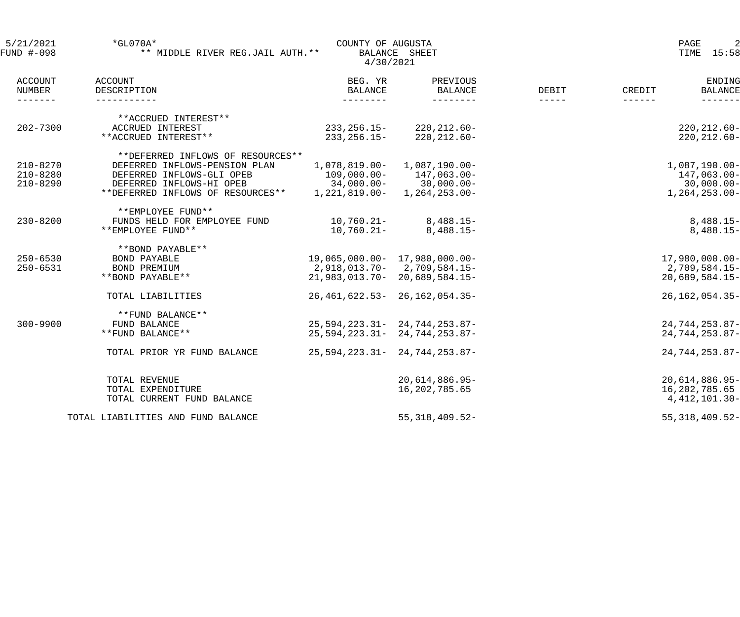5/21/2021 *GL070A* COUNTY OF AUGUSTA

FUND #-098 ** MIDDLE RIVER REG.JAIL AUTH.** BALANCE SHEET

4/30/2021

| ACCOUNT NUMBER | ACCOUNT DESCRIPTION | BEG. YR BALANCE | PREVIOUS BALANCE | DEBIT | CREDIT | ENDING BALANCE |
|---|---|---|---|---|---|---|
| | **ACCRUED INTEREST** | | | | | |
| 202-7300 | ACCRUED INTEREST | 233,256.15- | 220,212.60- | | | 220,212.60- |
| | **ACCRUED INTEREST** | 233,256.15- | 220,212.60- | | | 220,212.60- |
| | **DEFERRED INFLOWS OF RESOURCES** | | | | | |
| 210-8270 | DEFERRED INFLOWS-PENSION PLAN | 1,078,819.00- | 1,087,190.00- | | | 1,087,190.00- |
| 210-8280 | DEFERRED INFLOWS-GLI OPEB | 109,000.00- | 147,063.00- | | | 147,063.00- |
| 210-8290 | DEFERRED INFLOWS-HI OPEB | 34,000.00- | 30,000.00- | | | 30,000.00- |
| | **DEFERRED INFLOWS OF RESOURCES** | 1,221,819.00- | 1,264,253.00- | | | 1,264,253.00- |
| | **EMPLOYEE FUND** | | | | | |
| 230-8200 | FUNDS HELD FOR EMPLOYEE FUND | 10,760.21- | 8,488.15- | | | 8,488.15- |
| | **EMPLOYEE FUND** | 10,760.21- | 8,488.15- | | | 8,488.15- |
| | **BOND PAYABLE** | | | | | |
| 250-6530 | BOND PAYABLE | 19,065,000.00- | 17,980,000.00- | | | 17,980,000.00- |
| 250-6531 | BOND PREMIUM | 2,918,013.70- | 2,709,584.15- | | | 2,709,584.15- |
| | **BOND PAYABLE** | 21,983,013.70- | 20,689,584.15- | | | 20,689,584.15- |
| | TOTAL LIABILITIES | 26,461,622.53- | 26,162,054.35- | | | 26,162,054.35- |
| | **FUND BALANCE** | | | | | |
| 300-9900 | FUND BALANCE | 25,594,223.31- | 24,744,253.87- | | | 24,744,253.87- |
| | **FUND BALANCE** | 25,594,223.31- | 24,744,253.87- | | | 24,744,253.87- |
| | TOTAL PRIOR YR FUND BALANCE | 25,594,223.31- | 24,744,253.87- | | | 24,744,253.87- |
| | TOTAL REVENUE | | 20,614,886.95- | | | 20,614,886.95- |
| | TOTAL EXPENDITURE | | 16,202,785.65 | | | 16,202,785.65 |
| | TOTAL CURRENT FUND BALANCE | | | | | 4,412,101.30- |
| | TOTAL LIABILITIES AND FUND BALANCE | | 55,318,409.52- | | | 55,318,409.52- |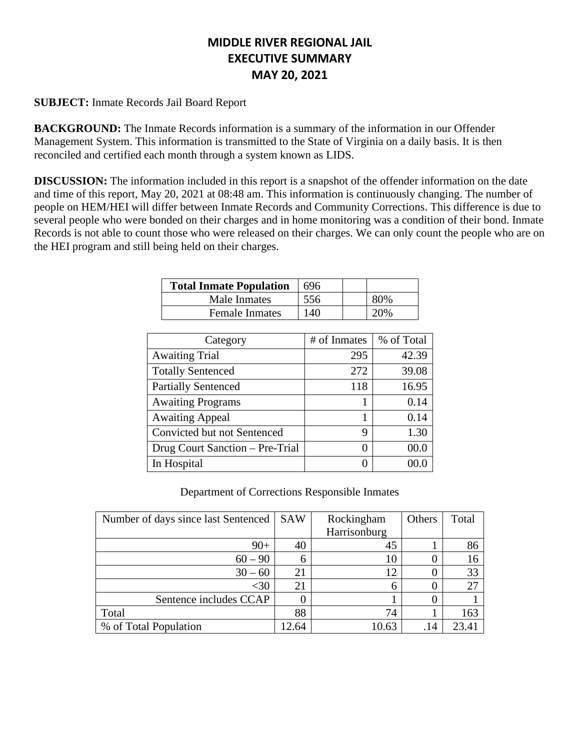# MIDDLE RIVER REGIONAL JAIL
# EXECUTIVE SUMMARY
# MAY 20, 2021

**SUBJECT:** Inmate Records Jail Board Report

**BACKGROUND:** The Inmate Records information is a summary of the information in our Offender Management System. This information is transmitted to the State of Virginia on a daily basis. It is then reconciled and certified each month through a system known as LIDS.

**DISCUSSION:** The information included in this report is a snapshot of the offender information on the date and time of this report, May 20, 2021 at 08:48 am. This information is continuously changing. The number of people on HEM/HEI will differ between Inmate Records and Community Corrections. This difference is due to several people who were bonded on their charges and in home monitoring was a condition of their bond. Inmate Records is not able to count those who were released on their charges. We can only count the people who are on the HEI program and still being held on their charges.

| **Total Inmate Population** | 696 | | |
|---|---|---|---|
| Male Inmates | 556 | | 80% |
| Female Inmates | 140 | | 20% |

| Category | # of Inmates | % of Total |
|---|---|---|
| Awaiting Trial | 295 | 42.39 |
| Totally Sentenced | 272 | 39.08 |
| Partially Sentenced | 118 | 16.95 |
| Awaiting Programs | 1 | 0.14 |
| Awaiting Appeal | 1 | 0.14 |
| Convicted but not Sentenced | 9 | 1.30 |
| Drug Court Sanction – Pre-Trial | 0 | 00.0 |
| In Hospital | 0 | 00.0 |

Department of Corrections Responsible Inmates

| Number of days since last Sentenced | SAW | Rockingham Harrisonburg | Others | Total |
|---|---|---|---|---|
| 90+ | 40 | 45 | 1 | 86 |
| 60 – 90 | 6 | 10 | 0 | 16 |
| 30 – 60 | 21 | 12 | 0 | 33 |
| <30 | 21 | 6 | 0 | 27 |
| Sentence includes CCAP | 0 | 1 | 0 | 1 |
| Total | 88 | 74 | 1 | 163 |
| % of Total Population | 12.64 | 10.63 | .14 | 23.41 |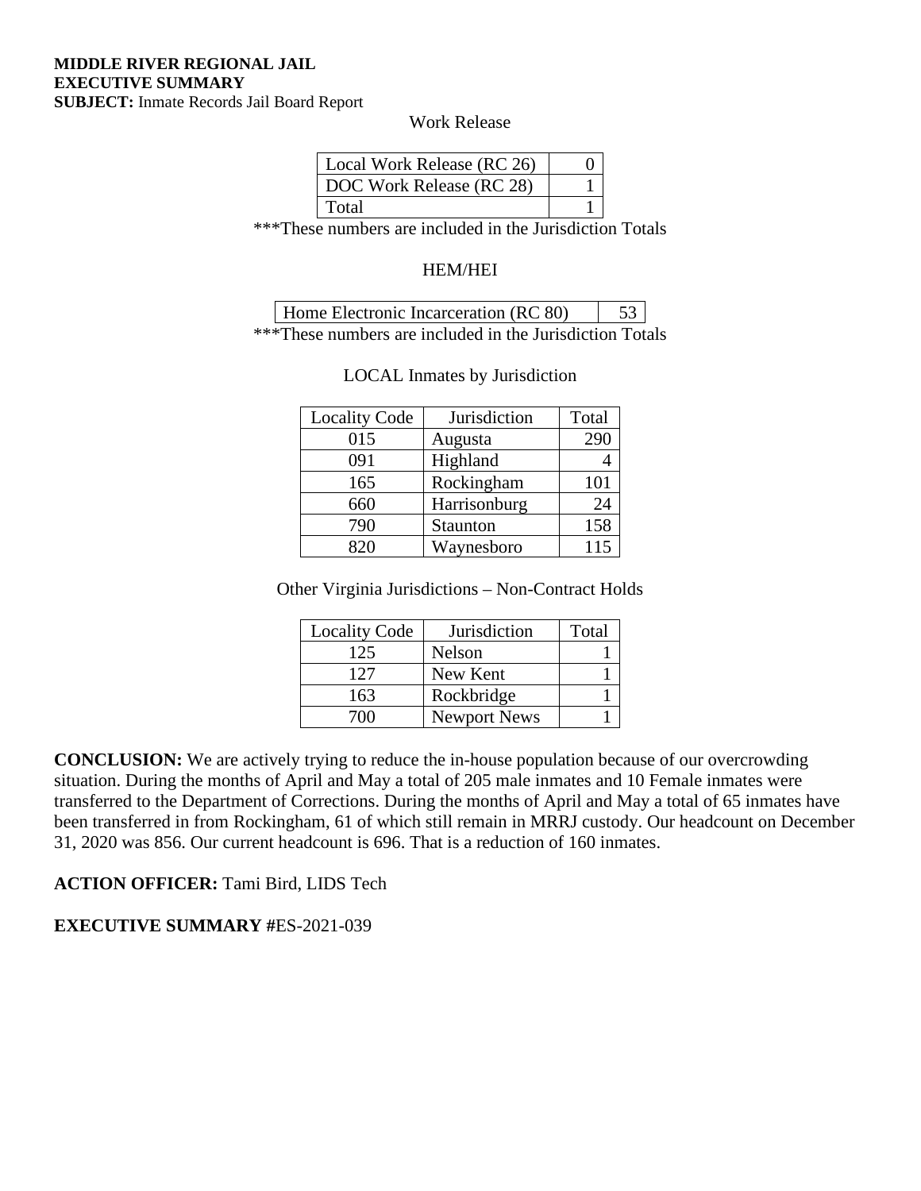**MIDDLE RIVER REGIONAL JAIL**
**EXECUTIVE SUMMARY**
**SUBJECT:** Inmate Records Jail Board Report

Work Release

| Local Work Release (RC 26) | 0 |
|---|---|
| DOC Work Release (RC 28) | 1 |
| Total | 1 |

***These numbers are included in the Jurisdiction Totals

HEM/HEI

| Home Electronic Incarceration (RC 80) | 53 |
|---|---|

***These numbers are included in the Jurisdiction Totals

LOCAL Inmates by Jurisdiction

| Locality Code | Jurisdiction | Total |
|---|---|---|
| 015 | Augusta | 290 |
| 091 | Highland | 4 |
| 165 | Rockingham | 101 |
| 660 | Harrisonburg | 24 |
| 790 | Staunton | 158 |
| 820 | Waynesboro | 115 |

Other Virginia Jurisdictions – Non-Contract Holds

| Locality Code | Jurisdiction | Total |
|---|---|---|
| 125 | Nelson | 1 |
| 127 | New Kent | 1 |
| 163 | Rockbridge | 1 |
| 700 | Newport News | 1 |

**CONCLUSION:** We are actively trying to reduce the in-house population because of our overcrowding situation. During the months of April and May a total of 205 male inmates and 10 Female inmates were transferred to the Department of Corrections. During the months of April and May a total of 65 inmates have been transferred in from Rockingham, 61 of which still remain in MRRJ custody. Our headcount on December 31, 2020 was 856. Our current headcount is 696. That is a reduction of 160 inmates.

**ACTION OFFICER:** Tami Bird, LIDS Tech

**EXECUTIVE SUMMARY #**ES-2021-039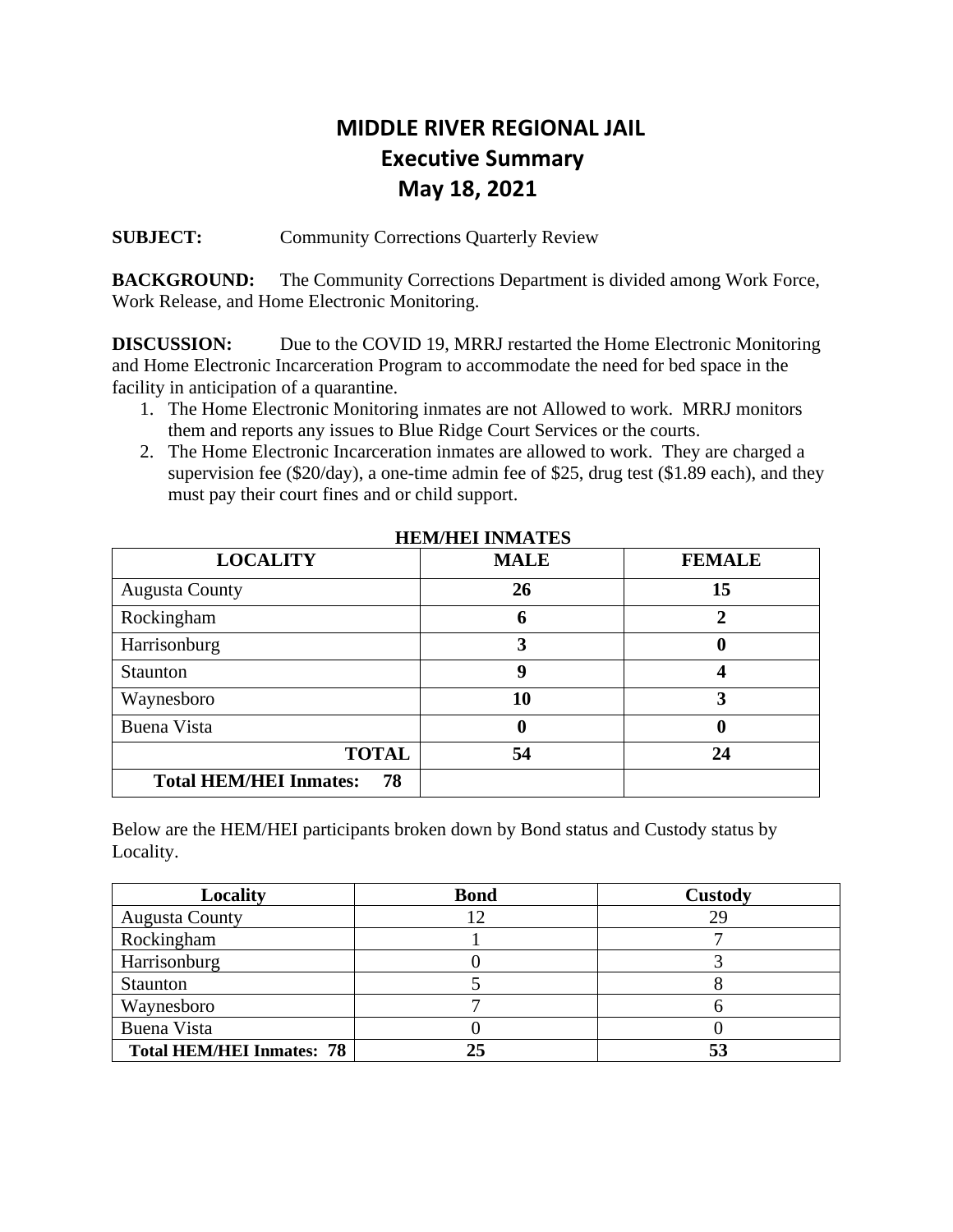# MIDDLE RIVER REGIONAL JAIL
## Executive Summary
### May 18, 2021

**SUBJECT:** Community Corrections Quarterly Review

**BACKGROUND:** The Community Corrections Department is divided among Work Force, Work Release, and Home Electronic Monitoring.

**DISCUSSION:** Due to the COVID 19, MRRJ restarted the Home Electronic Monitoring and Home Electronic Incarceration Program to accommodate the need for bed space in the facility in anticipation of a quarantine.

1. The Home Electronic Monitoring inmates are not Allowed to work. MRRJ monitors them and reports any issues to Blue Ridge Court Services or the courts.
2. The Home Electronic Incarceration inmates are allowed to work. They are charged a supervision fee ($20/day), a one-time admin fee of $25, drug test ($1.89 each), and they must pay their court fines and or child support.

**HEM/HEI INMATES**

| LOCALITY | MALE | FEMALE |
|---|---|---|
| Augusta County | **26** | **15** |
| Rockingham | **6** | **2** |
| Harrisonburg | **3** | **0** |
| Staunton | **9** | **4** |
| Waynesboro | **10** | **3** |
| Buena Vista | **0** | **0** |
| **TOTAL** | **54** | **24** |
| **Total HEM/HEI Inmates: 78** | | |

Below are the HEM/HEI participants broken down by Bond status and Custody status by Locality.

| Locality | Bond | Custody |
|---|---|---|
| Augusta County | 12 | 29 |
| Rockingham | 1 | 7 |
| Harrisonburg | 0 | 3 |
| Staunton | 5 | 8 |
| Waynesboro | 7 | 6 |
| Buena Vista | 0 | 0 |
| **Total HEM/HEI Inmates: 78** | **25** | **53** |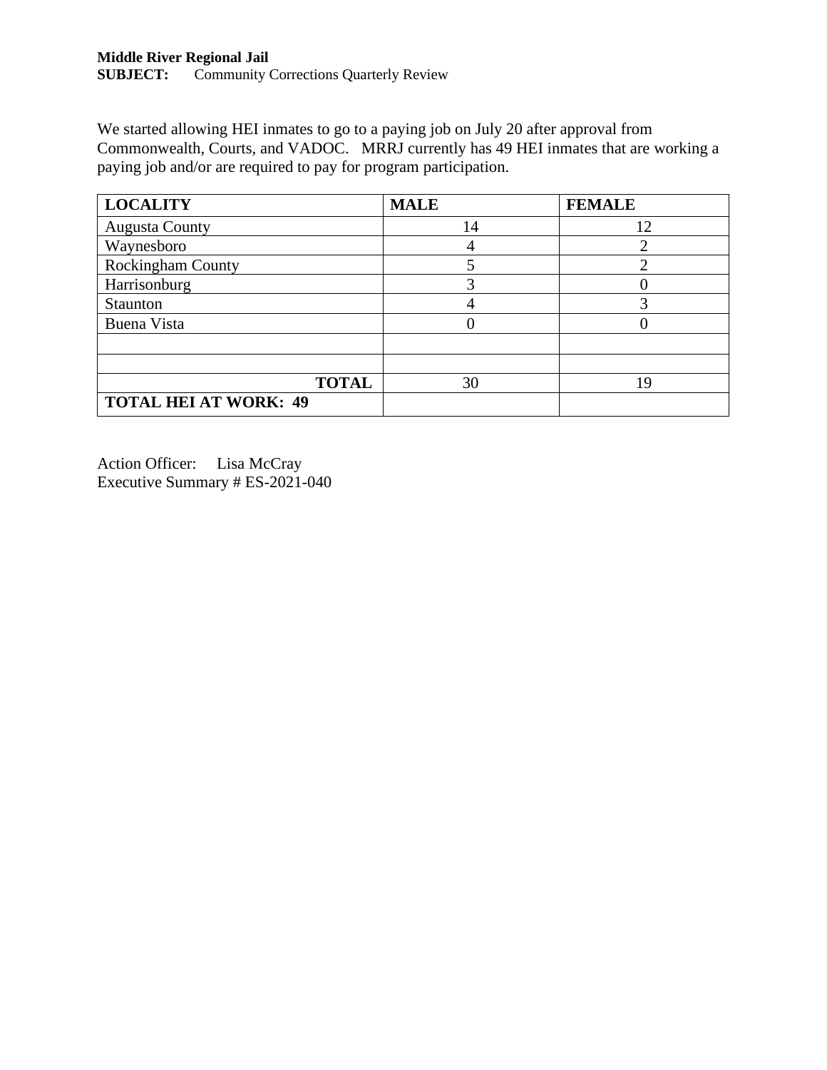**Middle River Regional Jail**
**SUBJECT:** Community Corrections Quarterly Review

We started allowing HEI inmates to go to a paying job on July 20 after approval from Commonwealth, Courts, and VADOC. MRRJ currently has 49 HEI inmates that are working a paying job and/or are required to pay for program participation.

| LOCALITY | MALE | FEMALE |
|---|---|---|
| Augusta County | 14 | 12 |
| Waynesboro | 4 | 2 |
| Rockingham County | 5 | 2 |
| Harrisonburg | 3 | 0 |
| Staunton | 4 | 3 |
| Buena Vista | 0 | 0 |
| | | |
| | | |
| **TOTAL** | 30 | 19 |
| **TOTAL HEI AT WORK: 49** | | |

Action Officer: Lisa McCray
Executive Summary # ES-2021-040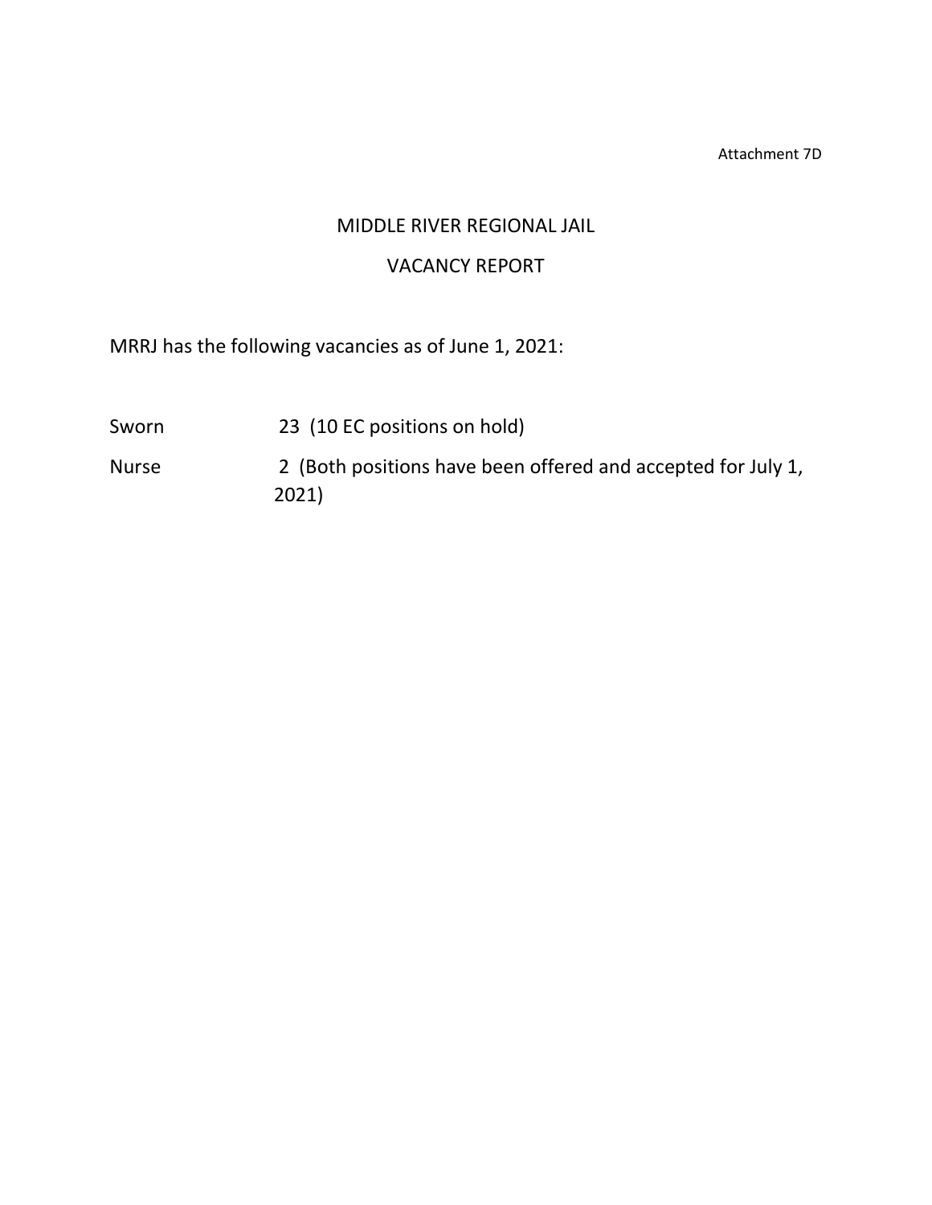Attachment 7D

# MIDDLE RIVER REGIONAL JAIL

## VACANCY REPORT

MRRJ has the following vacancies as of June 1, 2021:

| | |
|---|---|
| Sworn | 23 (10 EC positions on hold) |
| Nurse | 2 (Both positions have been offered and accepted for July 1, 2021) |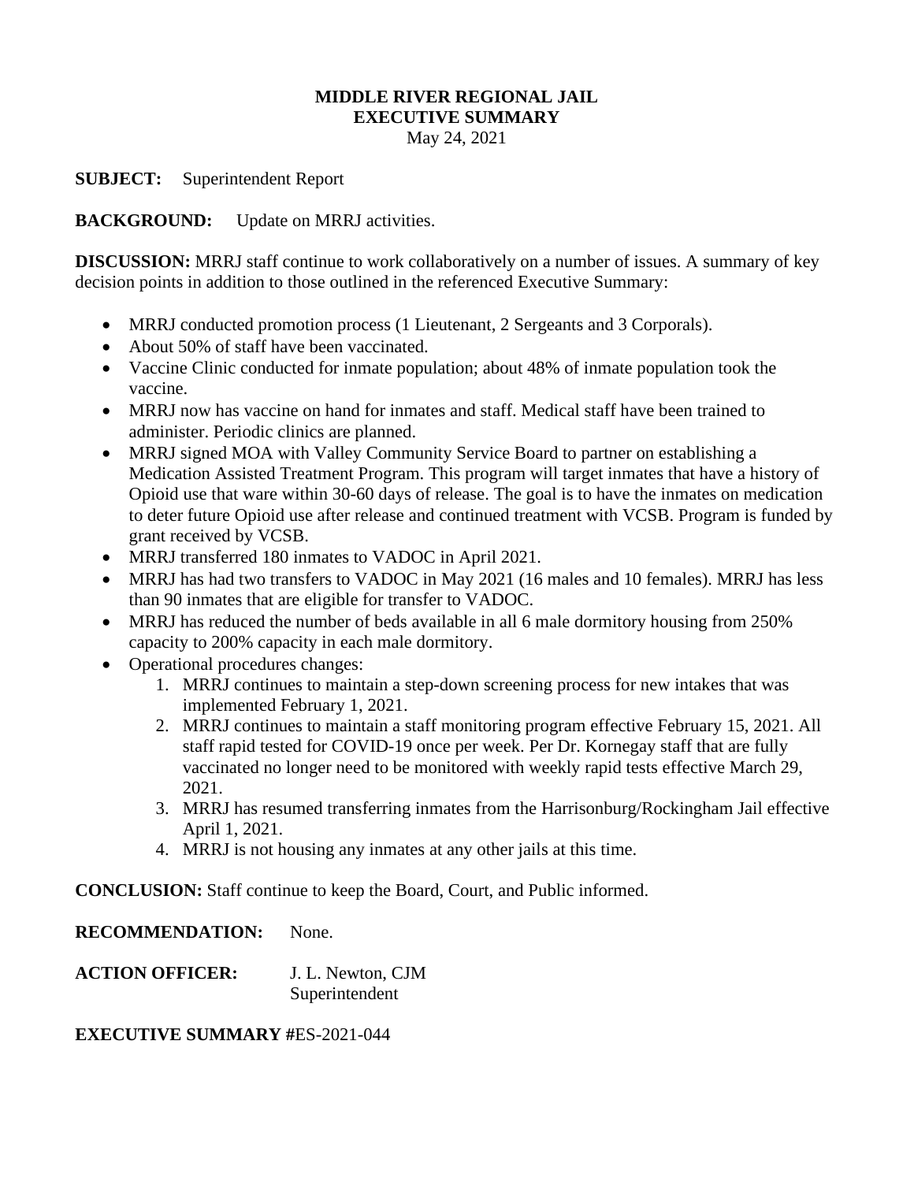**MIDDLE RIVER REGIONAL JAIL**
**EXECUTIVE SUMMARY**
May 24, 2021

**SUBJECT:** Superintendent Report

**BACKGROUND:** Update on MRRJ activities.

**DISCUSSION:** MRRJ staff continue to work collaboratively on a number of issues. A summary of key decision points in addition to those outlined in the referenced Executive Summary:

- MRRJ conducted promotion process (1 Lieutenant, 2 Sergeants and 3 Corporals).
- About 50% of staff have been vaccinated.
- Vaccine Clinic conducted for inmate population; about 48% of inmate population took the vaccine.
- MRRJ now has vaccine on hand for inmates and staff. Medical staff have been trained to administer. Periodic clinics are planned.
- MRRJ signed MOA with Valley Community Service Board to partner on establishing a Medication Assisted Treatment Program. This program will target inmates that have a history of Opioid use that ware within 30-60 days of release. The goal is to have the inmates on medication to deter future Opioid use after release and continued treatment with VCSB. Program is funded by grant received by VCSB.
- MRRJ transferred 180 inmates to VADOC in April 2021.
- MRRJ has had two transfers to VADOC in May 2021 (16 males and 10 females). MRRJ has less than 90 inmates that are eligible for transfer to VADOC.
- MRRJ has reduced the number of beds available in all 6 male dormitory housing from 250% capacity to 200% capacity in each male dormitory.
- Operational procedures changes:
  1. MRRJ continues to maintain a step-down screening process for new intakes that was implemented February 1, 2021.
  2. MRRJ continues to maintain a staff monitoring program effective February 15, 2021. All staff rapid tested for COVID-19 once per week. Per Dr. Kornegay staff that are fully vaccinated no longer need to be monitored with weekly rapid tests effective March 29, 2021.
  3. MRRJ has resumed transferring inmates from the Harrisonburg/Rockingham Jail effective April 1, 2021.
  4. MRRJ is not housing any inmates at any other jails at this time.

**CONCLUSION:** Staff continue to keep the Board, Court, and Public informed.

**RECOMMENDATION:** None.

**ACTION OFFICER:** J. L. Newton, CJM
Superintendent

**EXECUTIVE SUMMARY #**ES-2021-044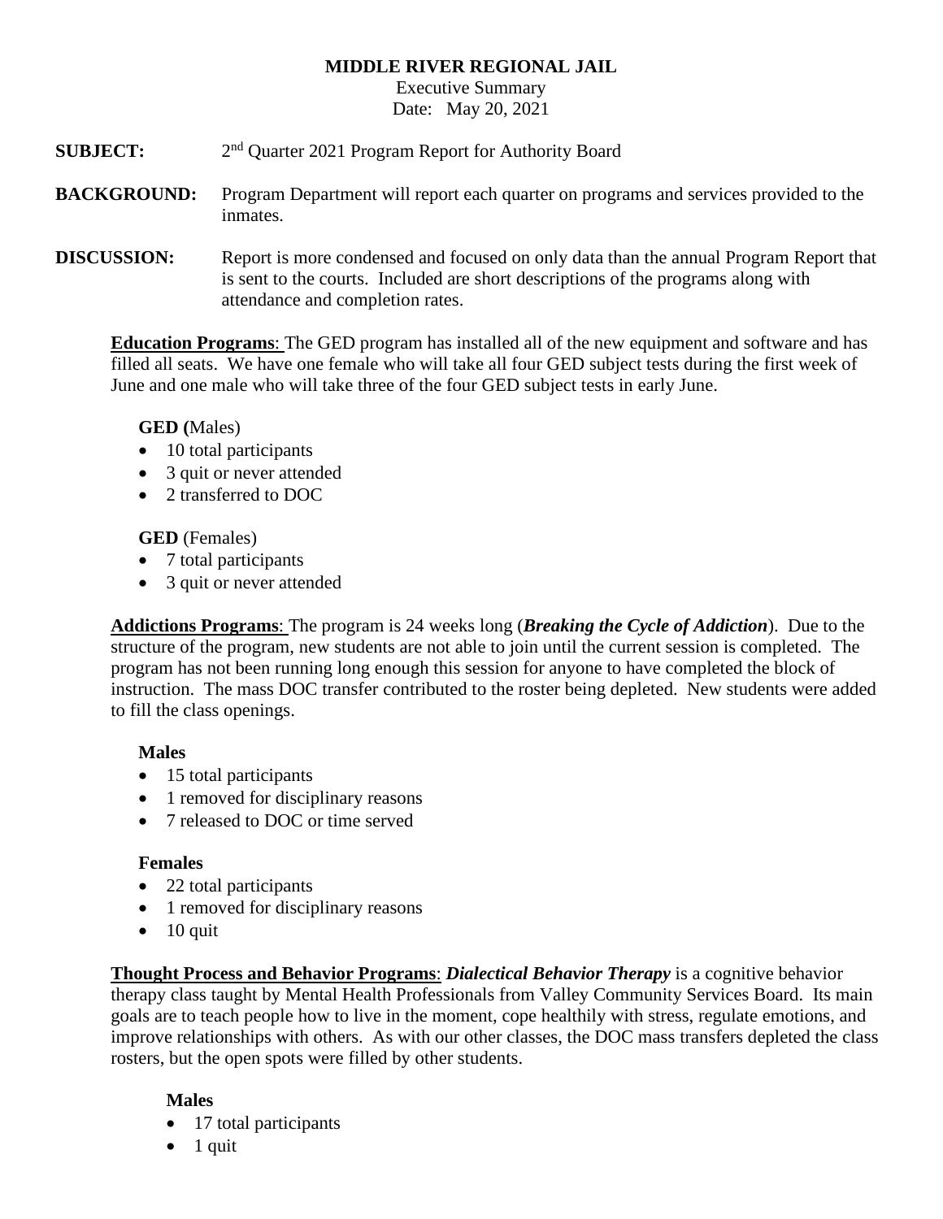**MIDDLE RIVER REGIONAL JAIL**

Executive Summary

Date: May 20, 2021

**SUBJECT:** 2nd Quarter 2021 Program Report for Authority Board

**BACKGROUND:** Program Department will report each quarter on programs and services provided to the inmates.

**DISCUSSION:** Report is more condensed and focused on only data than the annual Program Report that is sent to the courts. Included are short descriptions of the programs along with attendance and completion rates.

**Education Programs**: The GED program has installed all of the new equipment and software and has filled all seats. We have one female who will take all four GED subject tests during the first week of June and one male who will take three of the four GED subject tests in early June.

**GED (**Males)

- 10 total participants
- 3 quit or never attended
- 2 transferred to DOC

**GED** (Females)

- 7 total participants
- 3 quit or never attended

**Addictions Programs**: The program is 24 weeks long (***Breaking the Cycle of Addiction***). Due to the structure of the program, new students are not able to join until the current session is completed. The program has not been running long enough this session for anyone to have completed the block of instruction. The mass DOC transfer contributed to the roster being depleted. New students were added to fill the class openings.

**Males**

- 15 total participants
- 1 removed for disciplinary reasons
- 7 released to DOC or time served

**Females**

- 22 total participants
- 1 removed for disciplinary reasons
- 10 quit

**Thought Process and Behavior Programs**: ***Dialectical Behavior Therapy*** is a cognitive behavior therapy class taught by Mental Health Professionals from Valley Community Services Board. Its main goals are to teach people how to live in the moment, cope healthily with stress, regulate emotions, and improve relationships with others. As with our other classes, the DOC mass transfers depleted the class rosters, but the open spots were filled by other students.

**Males**

- 17 total participants
- 1 quit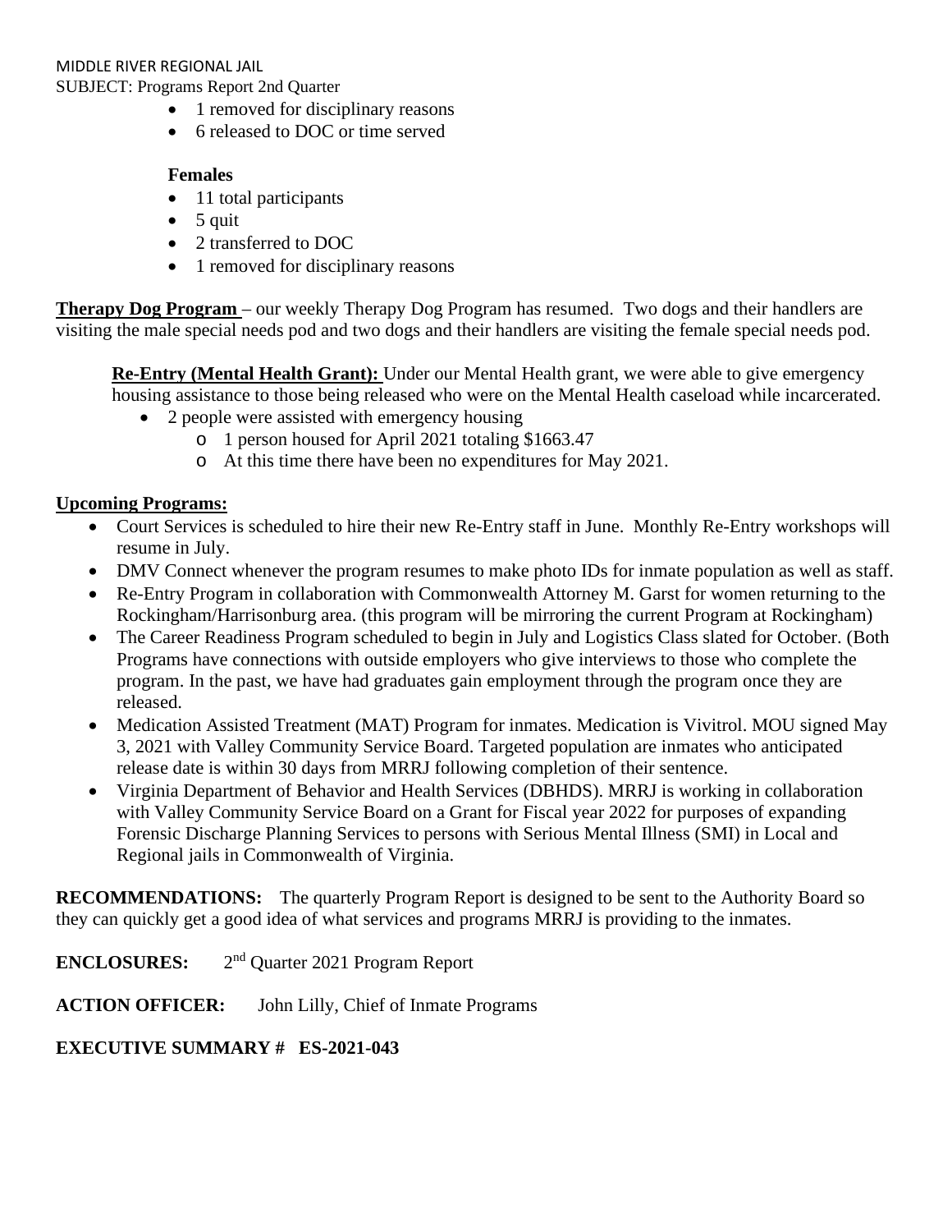- 1 removed for disciplinary reasons
- 6 released to DOC or time served

**Females**

- 11 total participants
- 5 quit
- 2 transferred to DOC
- 1 removed for disciplinary reasons

**Therapy Dog Program** – our weekly Therapy Dog Program has resumed. Two dogs and their handlers are visiting the male special needs pod and two dogs and their handlers are visiting the female special needs pod.

**Re-Entry (Mental Health Grant):** Under our Mental Health grant, we were able to give emergency housing assistance to those being released who were on the Mental Health caseload while incarcerated.

- 2 people were assisted with emergency housing
  - 1 person housed for April 2021 totaling $1663.47
  - At this time there have been no expenditures for May 2021.

**Upcoming Programs:**

- Court Services is scheduled to hire their new Re-Entry staff in June. Monthly Re-Entry workshops will resume in July.
- DMV Connect whenever the program resumes to make photo IDs for inmate population as well as staff.
- Re-Entry Program in collaboration with Commonwealth Attorney M. Garst for women returning to the Rockingham/Harrisonburg area. (this program will be mirroring the current Program at Rockingham)
- The Career Readiness Program scheduled to begin in July and Logistics Class slated for October. (Both Programs have connections with outside employers who give interviews to those who complete the program. In the past, we have had graduates gain employment through the program once they are released.
- Medication Assisted Treatment (MAT) Program for inmates. Medication is Vivitrol. MOU signed May 3, 2021 with Valley Community Service Board. Targeted population are inmates who anticipated release date is within 30 days from MRRJ following completion of their sentence.
- Virginia Department of Behavior and Health Services (DBHDS). MRRJ is working in collaboration with Valley Community Service Board on a Grant for Fiscal year 2022 for purposes of expanding Forensic Discharge Planning Services to persons with Serious Mental Illness (SMI) in Local and Regional jails in Commonwealth of Virginia.

**RECOMMENDATIONS:** The quarterly Program Report is designed to be sent to the Authority Board so they can quickly get a good idea of what services and programs MRRJ is providing to the inmates.

**ENCLOSURES:** 2nd Quarter 2021 Program Report

**ACTION OFFICER:** John Lilly, Chief of Inmate Programs

**EXECUTIVE SUMMARY # ES-2021-043**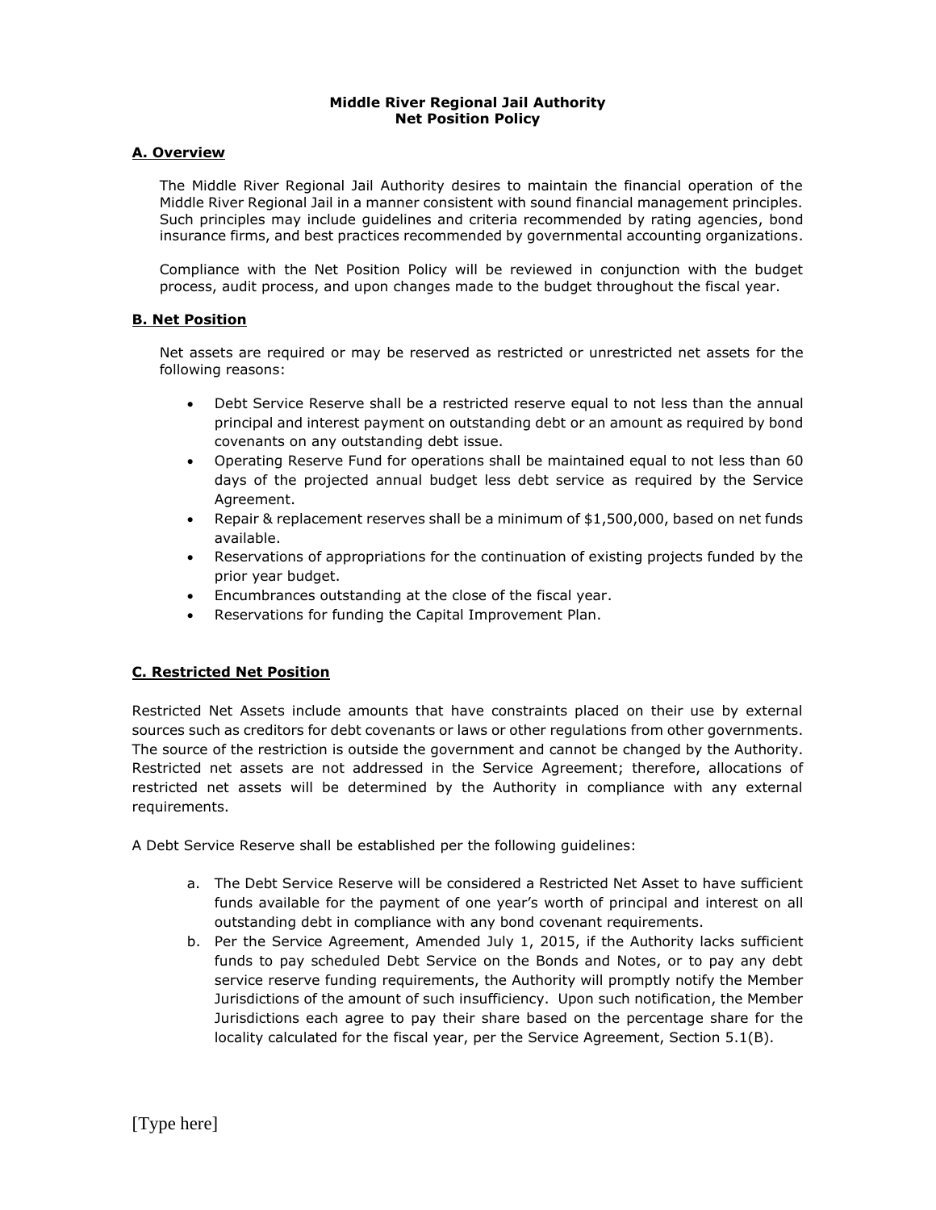# Middle River Regional Jail Authority
# Net Position Policy

## A. Overview

The Middle River Regional Jail Authority desires to maintain the financial operation of the Middle River Regional Jail in a manner consistent with sound financial management principles. Such principles may include guidelines and criteria recommended by rating agencies, bond insurance firms, and best practices recommended by governmental accounting organizations.

Compliance with the Net Position Policy will be reviewed in conjunction with the budget process, audit process, and upon changes made to the budget throughout the fiscal year.

## B. Net Position

Net assets are required or may be reserved as restricted or unrestricted net assets for the following reasons:

- Debt Service Reserve shall be a restricted reserve equal to not less than the annual principal and interest payment on outstanding debt or an amount as required by bond covenants on any outstanding debt issue.
- Operating Reserve Fund for operations shall be maintained equal to not less than 60 days of the projected annual budget less debt service as required by the Service Agreement.
- Repair & replacement reserves shall be a minimum of $1,500,000, based on net funds available.
- Reservations of appropriations for the continuation of existing projects funded by the prior year budget.
- Encumbrances outstanding at the close of the fiscal year.
- Reservations for funding the Capital Improvement Plan.

## C. Restricted Net Position

Restricted Net Assets include amounts that have constraints placed on their use by external sources such as creditors for debt covenants or laws or other regulations from other governments. The source of the restriction is outside the government and cannot be changed by the Authority. Restricted net assets are not addressed in the Service Agreement; therefore, allocations of restricted net assets will be determined by the Authority in compliance with any external requirements.

A Debt Service Reserve shall be established per the following guidelines:

a. The Debt Service Reserve will be considered a Restricted Net Asset to have sufficient funds available for the payment of one year's worth of principal and interest on all outstanding debt in compliance with any bond covenant requirements.

b. Per the Service Agreement, Amended July 1, 2015, if the Authority lacks sufficient funds to pay scheduled Debt Service on the Bonds and Notes, or to pay any debt service reserve funding requirements, the Authority will promptly notify the Member Jurisdictions of the amount of such insufficiency. Upon such notification, the Member Jurisdictions each agree to pay their share based on the percentage share for the locality calculated for the fiscal year, per the Service Agreement, Section 5.1(B).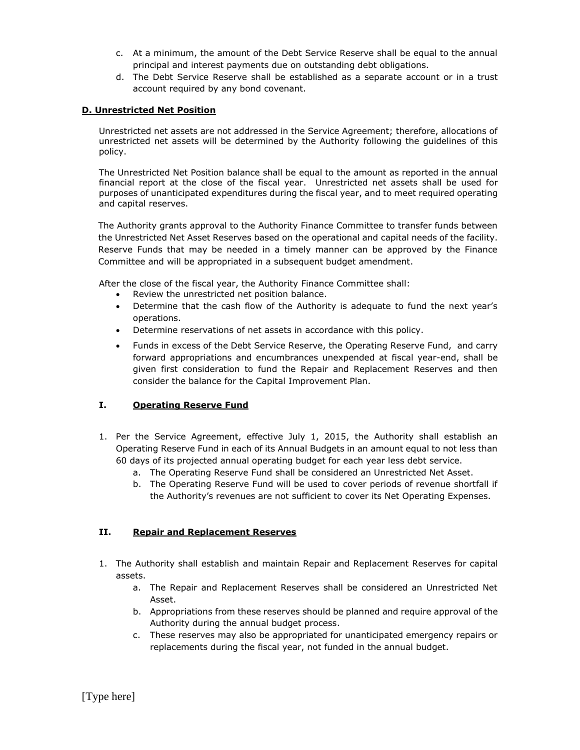c. At a minimum, the amount of the Debt Service Reserve shall be equal to the annual principal and interest payments due on outstanding debt obligations.

d. The Debt Service Reserve shall be established as a separate account or in a trust account required by any bond covenant.

### D. Unrestricted Net Position

Unrestricted net assets are not addressed in the Service Agreement; therefore, allocations of unrestricted net assets will be determined by the Authority following the guidelines of this policy.

The Unrestricted Net Position balance shall be equal to the amount as reported in the annual financial report at the close of the fiscal year. Unrestricted net assets shall be used for purposes of unanticipated expenditures during the fiscal year, and to meet required operating and capital reserves.

The Authority grants approval to the Authority Finance Committee to transfer funds between the Unrestricted Net Asset Reserves based on the operational and capital needs of the facility. Reserve Funds that may be needed in a timely manner can be approved by the Finance Committee and will be appropriated in a subsequent budget amendment.

After the close of the fiscal year, the Authority Finance Committee shall:

- Review the unrestricted net position balance.
- Determine that the cash flow of the Authority is adequate to fund the next year's operations.
- Determine reservations of net assets in accordance with this policy.
- Funds in excess of the Debt Service Reserve, the Operating Reserve Fund, and carry forward appropriations and encumbrances unexpended at fiscal year-end, shall be given first consideration to fund the Repair and Replacement Reserves and then consider the balance for the Capital Improvement Plan.

#### I. Operating Reserve Fund

1. Per the Service Agreement, effective July 1, 2015, the Authority shall establish an Operating Reserve Fund in each of its Annual Budgets in an amount equal to not less than 60 days of its projected annual operating budget for each year less debt service.
    a. The Operating Reserve Fund shall be considered an Unrestricted Net Asset.
    b. The Operating Reserve Fund will be used to cover periods of revenue shortfall if the Authority's revenues are not sufficient to cover its Net Operating Expenses.

#### II. Repair and Replacement Reserves

1. The Authority shall establish and maintain Repair and Replacement Reserves for capital assets.
    a. The Repair and Replacement Reserves shall be considered an Unrestricted Net Asset.
    b. Appropriations from these reserves should be planned and require approval of the Authority during the annual budget process.
    c. These reserves may also be appropriated for unanticipated emergency repairs or replacements during the fiscal year, not funded in the annual budget.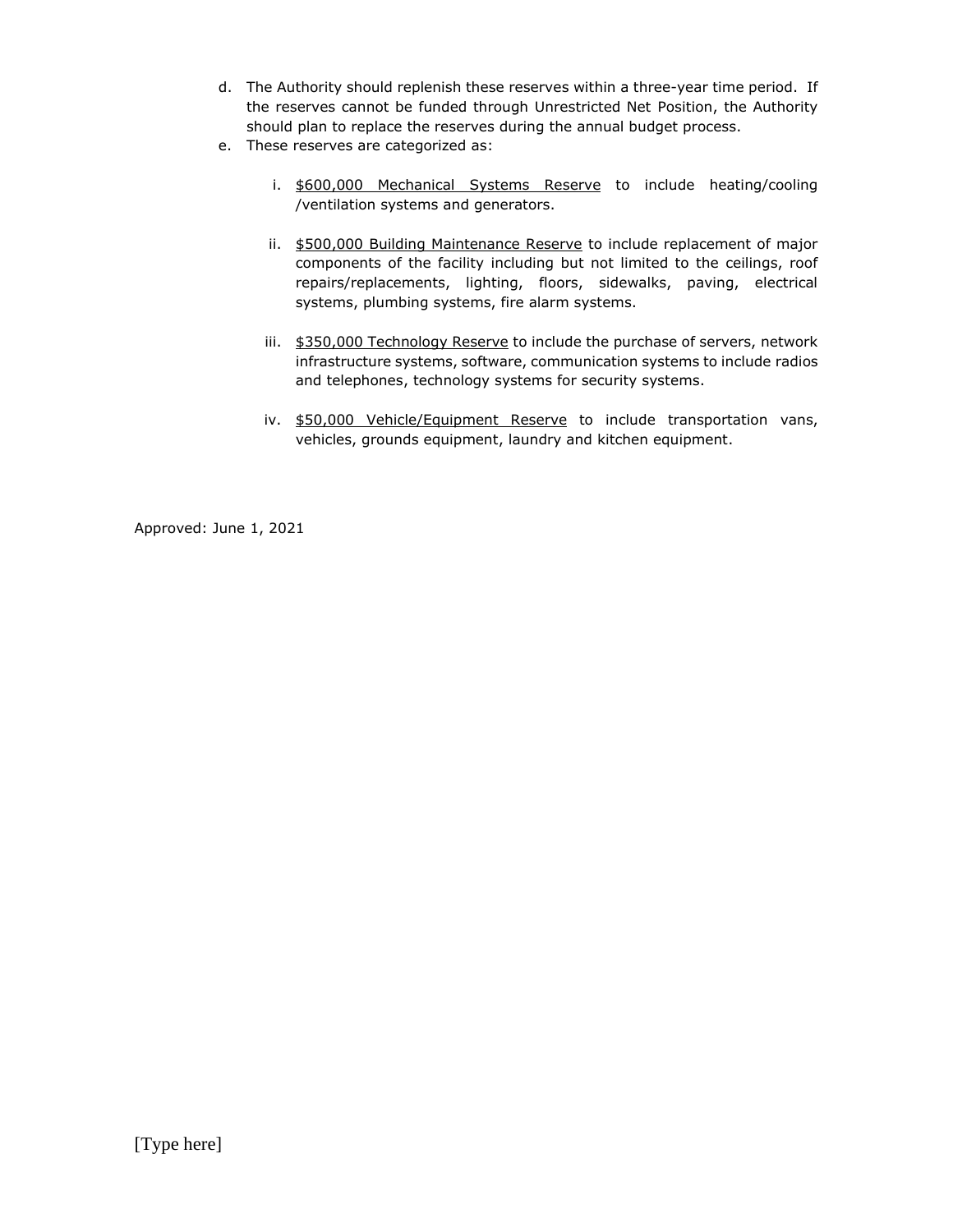d. The Authority should replenish these reserves within a three-year time period. If the reserves cannot be funded through Unrestricted Net Position, the Authority should plan to replace the reserves during the annual budget process.

e. These reserves are categorized as:

   i. <u>$600,000 Mechanical Systems Reserve</u> to include heating/cooling /ventilation systems and generators.

   ii. <u>$500,000 Building Maintenance Reserve</u> to include replacement of major components of the facility including but not limited to the ceilings, roof repairs/replacements, lighting, floors, sidewalks, paving, electrical systems, plumbing systems, fire alarm systems.

   iii. <u>$350,000 Technology Reserve</u> to include the purchase of servers, network infrastructure systems, software, communication systems to include radios and telephones, technology systems for security systems.

   iv. <u>$50,000 Vehicle/Equipment Reserve</u> to include transportation vans, vehicles, grounds equipment, laundry and kitchen equipment.

Approved: June 1, 2021

[Type here]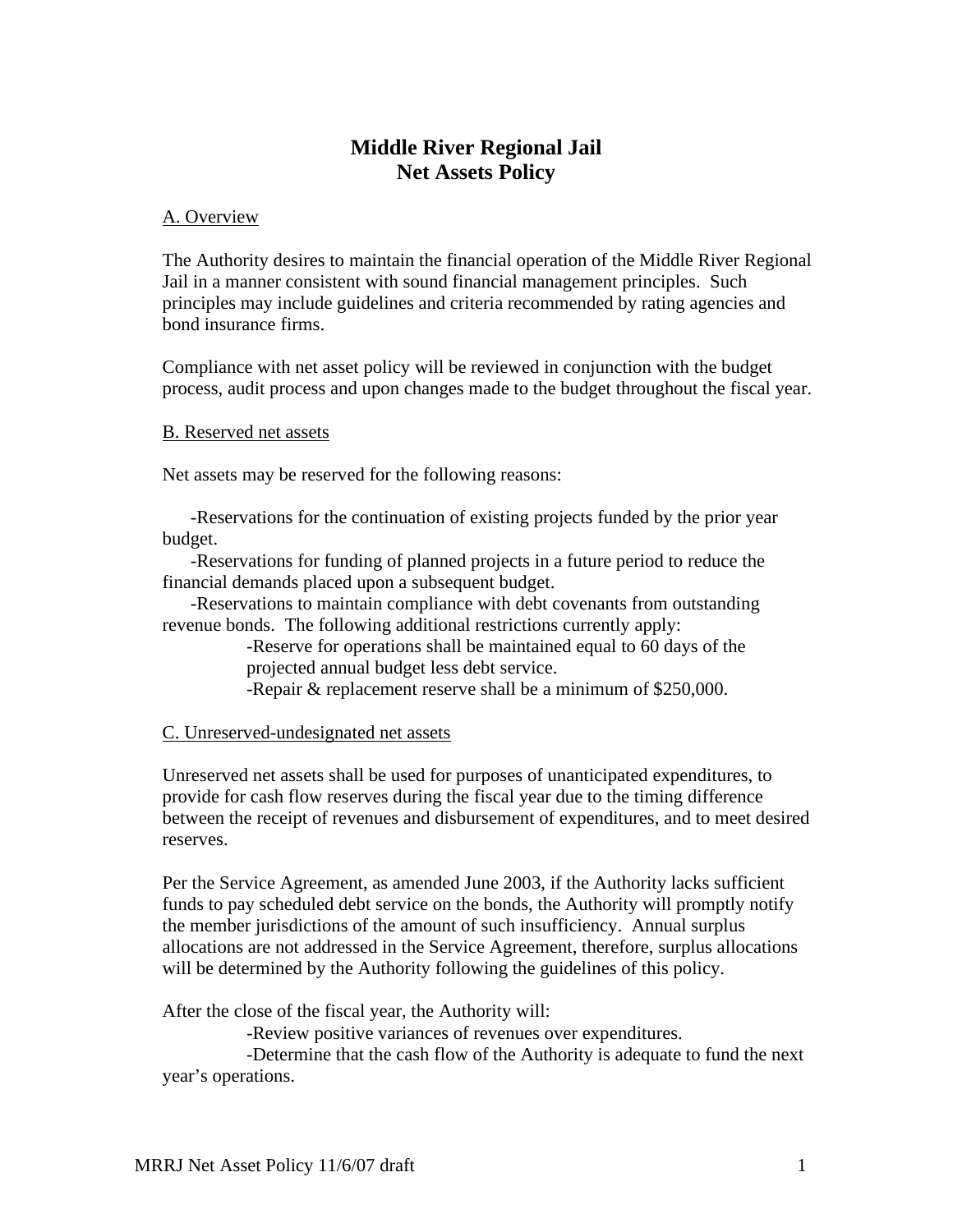# Middle River Regional Jail
# Net Assets Policy

A. Overview

The Authority desires to maintain the financial operation of the Middle River Regional Jail in a manner consistent with sound financial management principles. Such principles may include guidelines and criteria recommended by rating agencies and bond insurance firms.

Compliance with net asset policy will be reviewed in conjunction with the budget process, audit process and upon changes made to the budget throughout the fiscal year.

B. Reserved net assets

Net assets may be reserved for the following reasons:

- Reservations for the continuation of existing projects funded by the prior year budget.
- Reservations for funding of planned projects in a future period to reduce the financial demands placed upon a subsequent budget.
- Reservations to maintain compliance with debt covenants from outstanding revenue bonds. The following additional restrictions currently apply:
  - Reserve for operations shall be maintained equal to 60 days of the projected annual budget less debt service.
  - Repair & replacement reserve shall be a minimum of $250,000.

C. Unreserved-undesignated net assets

Unreserved net assets shall be used for purposes of unanticipated expenditures, to provide for cash flow reserves during the fiscal year due to the timing difference between the receipt of revenues and disbursement of expenditures, and to meet desired reserves.

Per the Service Agreement, as amended June 2003, if the Authority lacks sufficient funds to pay scheduled debt service on the bonds, the Authority will promptly notify the member jurisdictions of the amount of such insufficiency. Annual surplus allocations are not addressed in the Service Agreement, therefore, surplus allocations will be determined by the Authority following the guidelines of this policy.

After the close of the fiscal year, the Authority will:

- Review positive variances of revenues over expenditures.
- Determine that the cash flow of the Authority is adequate to fund the next year's operations.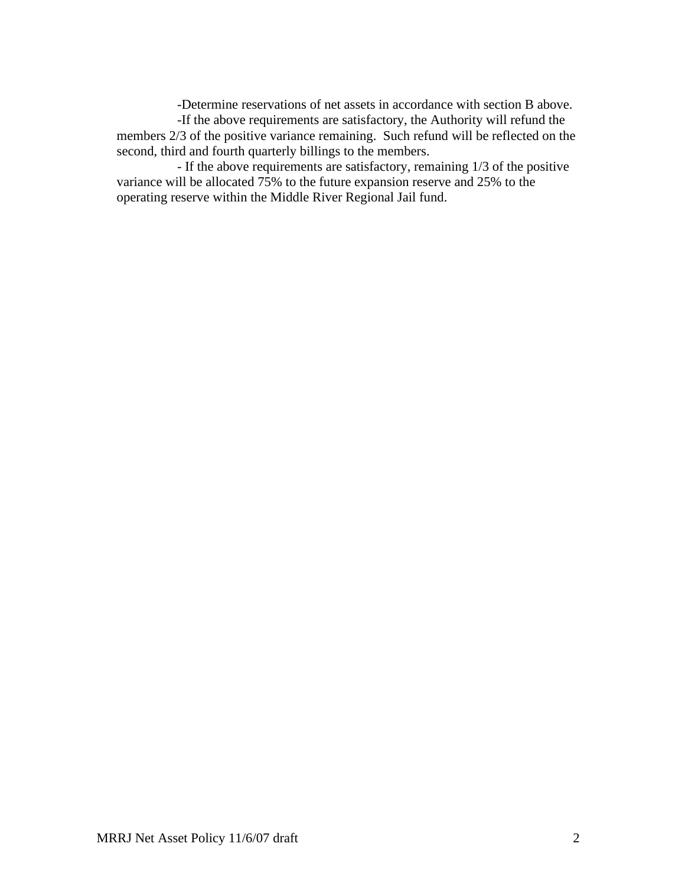-Determine reservations of net assets in accordance with section B above.

-If the above requirements are satisfactory, the Authority will refund the members 2/3 of the positive variance remaining. Such refund will be reflected on the second, third and fourth quarterly billings to the members.

- If the above requirements are satisfactory, remaining 1/3 of the positive variance will be allocated 75% to the future expansion reserve and 25% to the operating reserve within the Middle River Regional Jail fund.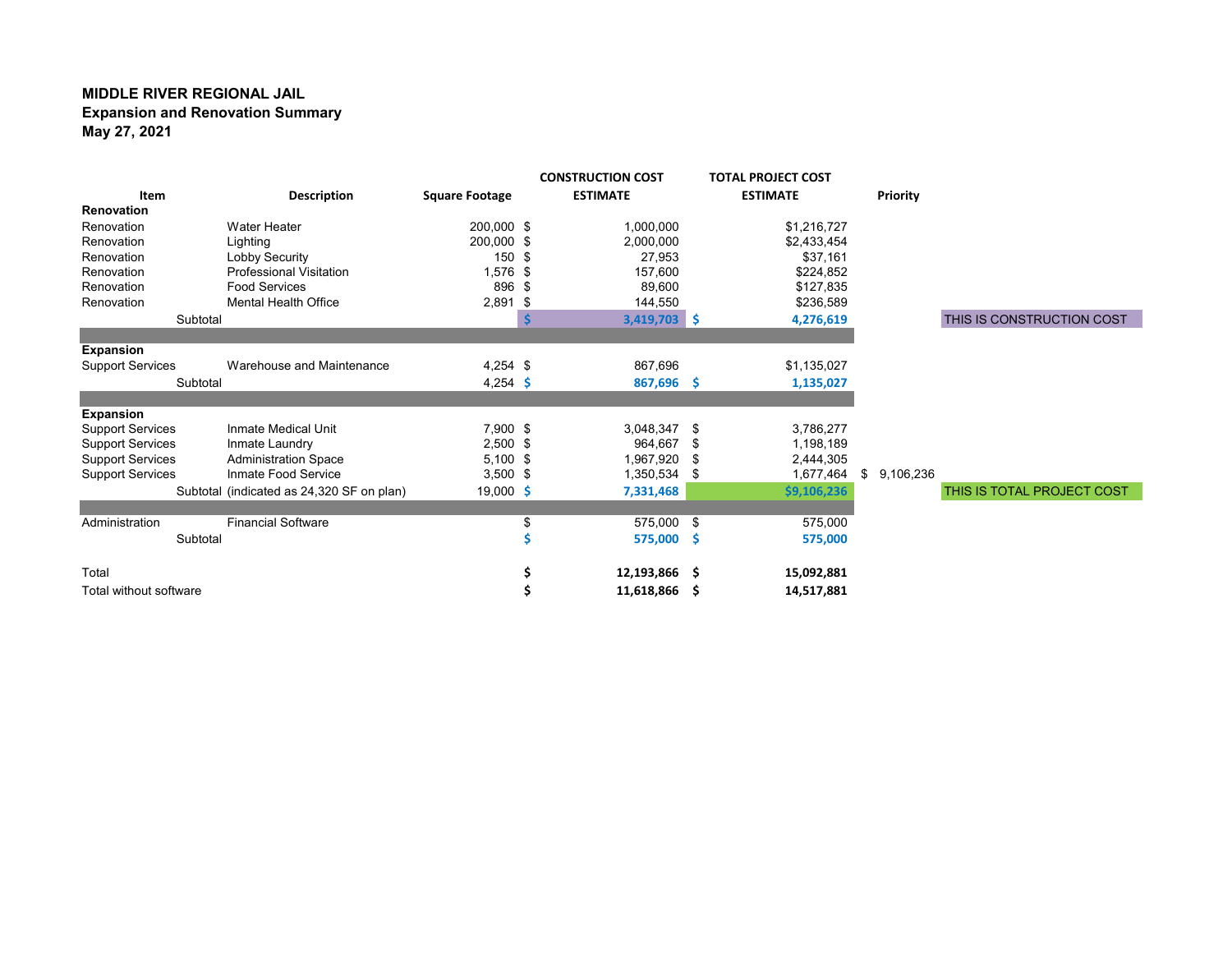**MIDDLE RIVER REGIONAL JAIL**
**Expansion and Renovation Summary**
**May 27, 2021**

| Item | Description | Square Footage | CONSTRUCTION COST ESTIMATE | TOTAL PROJECT COST ESTIMATE | Priority | |
|---|---|---|---|---|---|---|
| **Renovation** | | | | | | |
| Renovation | Water Heater | 200,000 | $ 1,000,000 | $1,216,727 | | |
| Renovation | Lighting | 200,000 | $ 2,000,000 | $2,433,454 | | |
| Renovation | Lobby Security | 150 | $ 27,953 | $37,161 | | |
| Renovation | Professional Visitation | 1,576 | $ 157,600 | $224,852 | | |
| Renovation | Food Services | 896 | $ 89,600 | $127,835 | | |
| Renovation | Mental Health Office | 2,891 | $ 144,550 | $236,589 | | |
| Subtotal | | | **$ 3,419,703** | **$ 4,276,619** | | THIS IS CONSTRUCTION COST |
| **Expansion** | | | | | | |
| Support Services | Warehouse and Maintenance | 4,254 | $ 867,696 | $1,135,027 | | |
| Subtotal | | 4,254 | **$ 867,696** | **$ 1,135,027** | | |
| **Expansion** | | | | | | |
| Support Services | Inmate Medical Unit | 7,900 | $ 3,048,347 | $ 3,786,277 | | |
| Support Services | Inmate Laundry | 2,500 | $ 964,667 | $ 1,198,189 | | |
| Support Services | Administration Space | 5,100 | $ 1,967,920 | $ 2,444,305 | | |
| Support Services | Inmate Food Service | 3,500 | $ 1,350,534 | $ 1,677,464 | $ 9,106,236 | |
| Subtotal | (indicated as 24,320 SF on plan) | 19,000 | **$ 7,331,468** | **$9,106,236** | | THIS IS TOTAL PROJECT COST |
| Administration | Financial Software | | $ 575,000 | $ 575,000 | | |
| Subtotal | | | **$ 575,000** | **$ 575,000** | | |
| Total | | | **$ 12,193,866** | **$ 15,092,881** | | |
| Total without software | | | **$ 11,618,866** | **$ 14,517,881** | | |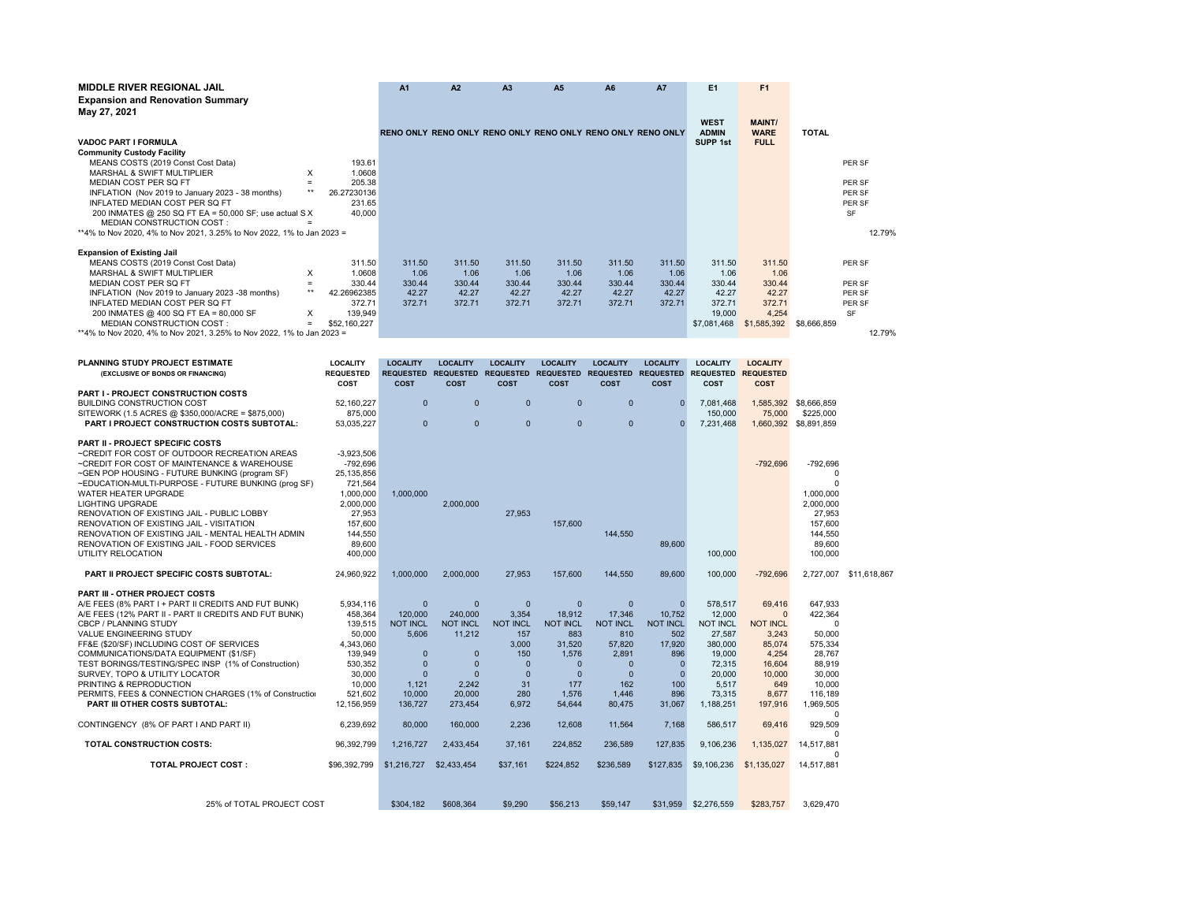# MIDDLE RIVER REGIONAL JAIL

**Expansion and Renovation Summary**

**May 27, 2021**

| | | | A1 | A2 | A3 | A5 | A6 | A7 | E1 | F1 | | |
|---|---|---|---|---|---|---|---|---|---|---|---|---|
| | | | RENO ONLY | RENO ONLY | RENO ONLY | RENO ONLY | RENO ONLY | RENO ONLY | WEST ADMIN SUPP 1st | MAINT/ WARE FULL | TOTAL | |
| **VADOC PART I FORMULA** | | | | | | | | | | | | |
| **Community Custody Facility** | | | | | | | | | | | | |
| MEANS COSTS (2019 Const Cost Data) | | 193.61 | | | | | | | | | | PER SF |
| MARSHAL & SWIFT MULTIPLIER | X | 1.0608 | | | | | | | | | | |
| MEDIAN COST PER SQ FT | = | 205.38 | | | | | | | | | | PER SF |
| INFLATION (Nov 2019 to January 2023 - 38 months) | ** | 26.27230136 | | | | | | | | | | PER SF |
| INFLATED MEDIAN COST PER SQ FT | | 231.65 | | | | | | | | | | PER SF |
| 200 INMATES @ 250 SQ FT EA = 50,000 SF; use actual S | X | 40,000 | | | | | | | | | | SF |
| MEDIAN CONSTRUCTION COST : | = | | | | | | | | | | | |
| **4% to Nov 2020, 4% to Nov 2021, 3.25% to Nov 2022, 1% to Jan 2023 = | | | | | | | | | | | | 12.79% |
| **Expansion of Existing Jail** | | | | | | | | | | | | |
| MEANS COSTS (2019 Const Cost Data) | | 311.50 | 311.50 | 311.50 | 311.50 | 311.50 | 311.50 | 311.50 | 311.50 | 311.50 | | PER SF |
| MARSHAL & SWIFT MULTIPLIER | X | 1.0608 | 1.06 | 1.06 | 1.06 | 1.06 | 1.06 | 1.06 | 1.06 | 1.06 | | |
| MEDIAN COST PER SQ FT | = | 330.44 | 330.44 | 330.44 | 330.44 | 330.44 | 330.44 | 330.44 | 330.44 | 330.44 | | PER SF |
| INFLATION (Nov 2019 to January 2023 -38 months) | ** | 42.26962385 | 42.27 | 42.27 | 42.27 | 42.27 | 42.27 | 42.27 | 42.27 | 42.27 | | PER SF |
| INFLATED MEDIAN COST PER SQ FT | | 372.71 | 372.71 | 372.71 | 372.71 | 372.71 | 372.71 | 372.71 | 372.71 | 372.71 | | PER SF |
| 200 INMATES @ 400 SQ FT EA = 80,000 SF | X | 139,949 | | | | | | | 19,000 | 4,254 | | SF |
| MEDIAN CONSTRUCTION COST : | = | $52,160,227 | | | | | | | $7,081,468 | $1,585,392 | $8,666,859 | |
| **4% to Nov 2020, 4% to Nov 2021, 3.25% to Nov 2022, 1% to Jan 2023 = | | | | | | | | | | | | 12.79% |

| PLANNING STUDY PROJECT ESTIMATE (EXCLUSIVE OF BONDS OR FINANCING) | LOCALITY REQUESTED COST | LOCALITY REQUESTED COST | LOCALITY REQUESTED COST | LOCALITY REQUESTED COST | LOCALITY REQUESTED COST | LOCALITY REQUESTED COST | LOCALITY REQUESTED COST | LOCALITY REQUESTED COST | LOCALITY REQUESTED COST | | |
|---|---|---|---|---|---|---|---|---|---|---|---|
| **PART I - PROJECT CONSTRUCTION COSTS** | | | | | | | | | | | |
| BUILDING CONSTRUCTION COST | 52,160,227 | 0 | 0 | 0 | 0 | 0 | 0 | 7,081,468 | 1,585,392 | $8,666,859 | |
| SITEWORK (1.5 ACRES @ $350,000/ACRE = $875,000) | 875,000 | | | | | | | 150,000 | 75,000 | $225,000 | |
| **PART I PROJECT CONSTRUCTION COSTS SUBTOTAL:** | 53,035,227 | 0 | 0 | 0 | 0 | 0 | 0 | 7,231,468 | 1,660,392 | $8,891,859 | |
| **PART II - PROJECT SPECIFIC COSTS** | | | | | | | | | | | |
| ~CREDIT FOR COST OF OUTDOOR RECREATION AREAS | -3,923,506 | | | | | | | | | | |
| ~CREDIT FOR COST OF MAINTENANCE & WAREHOUSE | -792,696 | | | | | | | | -792,696 | -792,696 | |
| ~GEN POP HOUSING - FUTURE BUNKING (program SF) | 25,135,856 | | | | | | | | | 0 | |
| ~EDUCATION-MULTI-PURPOSE - FUTURE BUNKING (prog SF) | 721,564 | | | | | | | | | 0 | |
| WATER HEATER UPGRADE | 1,000,000 | 1,000,000 | | | | | | | | 1,000,000 | |
| LIGHTING UPGRADE | 2,000,000 | | 2,000,000 | | | | | | | 2,000,000 | |
| RENOVATION OF EXISTING JAIL - PUBLIC LOBBY | 27,953 | | | 27,953 | | | | | | 27,953 | |
| RENOVATION OF EXISTING JAIL - VISITATION | 157,600 | | | | 157,600 | | | | | 157,600 | |
| RENOVATION OF EXISTING JAIL - MENTAL HEALTH ADMIN | 144,550 | | | | | 144,550 | | | | 144,550 | |
| RENOVATION OF EXISTING JAIL - FOOD SERVICES | 89,600 | | | | | | 89,600 | | | 89,600 | |
| UTILITY RELOCATION | 400,000 | | | | | | | 100,000 | | 100,000 | |
| **PART II PROJECT SPECIFIC COSTS SUBTOTAL:** | 24,960,922 | 1,000,000 | 2,000,000 | 27,953 | 157,600 | 144,550 | 89,600 | 100,000 | -792,696 | 2,727,007 | $11,618,867 |
| **PART III - OTHER PROJECT COSTS** | | | | | | | | | | | |
| A/E FEES (8% PART I + PART II CREDITS AND FUT BUNK) | 5,934,116 | 0 | 0 | 0 | 0 | 0 | 0 | 578,517 | 69,416 | 647,933 | |
| A/E FEES (12% PART II - PART II CREDITS AND FUT BUNK) | 458,364 | 120,000 | 240,000 | 3,354 | 18,912 | 17,346 | 10,752 | 12,000 | 0 | 422,364 | |
| CBCP / PLANNING STUDY | 139,515 | NOT INCL | NOT INCL | NOT INCL | NOT INCL | NOT INCL | NOT INCL | NOT INCL | NOT INCL | 0 | |
| VALUE ENGINEERING STUDY | 50,000 | 5,606 | 11,212 | 157 | 883 | 810 | 502 | 27,587 | 3,243 | 50,000 | |
| FF&E ($20/SF) INCLUDING COST OF SERVICES | 4,343,060 | | | 3,000 | 31,520 | 57,820 | 17,920 | 380,000 | 85,074 | 575,334 | |
| COMMUNICATIONS/DATA EQUIPMENT ($1/SF) | 139,949 | 0 | 0 | 150 | 1,576 | 2,891 | 896 | 19,000 | 4,254 | 28,767 | |
| TEST BORINGS/TESTING/SPEC INSP (1% of Construction) | 530,352 | 0 | 0 | 0 | 0 | 0 | 0 | 72,315 | 16,604 | 88,919 | |
| SURVEY, TOPO & UTILITY LOCATOR | 30,000 | 0 | 0 | 0 | 0 | 0 | 0 | 20,000 | 10,000 | 30,000 | |
| PRINTING & REPRODUCTION | 10,000 | 1,121 | 2,242 | 31 | 177 | 162 | 100 | 5,517 | 649 | 10,000 | |
| PERMITS, FEES & CONNECTION CHARGES (1% of Constructio | 521,602 | 10,000 | 20,000 | 280 | 1,576 | 1,446 | 896 | 73,315 | 8,677 | 116,189 | |
| **PART III OTHER COSTS SUBTOTAL:** | 12,156,959 | 136,727 | 273,454 | 6,972 | 54,644 | 80,475 | 31,067 | 1,188,251 | 197,916 | 1,969,505 | |
| | | | | | | | | | | 0 | |
| CONTINGENCY (8% OF PART I AND PART II) | 6,239,692 | 80,000 | 160,000 | 2,236 | 12,608 | 11,564 | 7,168 | 586,517 | 69,416 | 929,509 | |
| | | | | | | | | | | 0 | |
| **TOTAL CONSTRUCTION COSTS:** | 96,392,799 | 1,216,727 | 2,433,454 | 37,161 | 224,852 | 236,589 | 127,835 | 9,106,236 | 1,135,027 | 14,517,881 | |
| | | | | | | | | | | 0 | |
| **TOTAL PROJECT COST :** | $96,392,799 | $1,216,727 | $2,433,454 | $37,161 | $224,852 | $236,589 | $127,835 | $9,106,236 | $1,135,027 | 14,517,881 | |
| 25% of TOTAL PROJECT COST | | $304,182 | $608,364 | $9,290 | $56,213 | $59,147 | $31,959 | $2,276,559 | $283,757 | 3,629,470 | |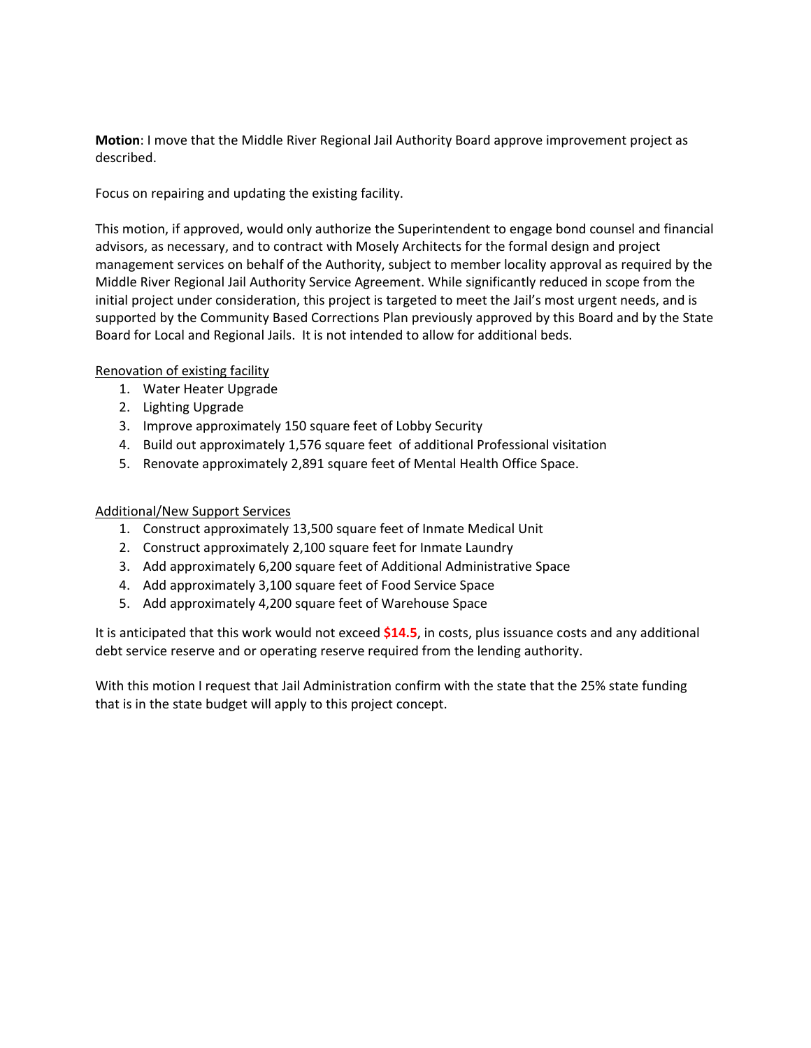**Motion**: I move that the Middle River Regional Jail Authority Board approve improvement project as described.

Focus on repairing and updating the existing facility.

This motion, if approved, would only authorize the Superintendent to engage bond counsel and financial advisors, as necessary, and to contract with Mosely Architects for the formal design and project management services on behalf of the Authority, subject to member locality approval as required by the Middle River Regional Jail Authority Service Agreement. While significantly reduced in scope from the initial project under consideration, this project is targeted to meet the Jail's most urgent needs, and is supported by the Community Based Corrections Plan previously approved by this Board and by the State Board for Local and Regional Jails. It is not intended to allow for additional beds.

<u>Renovation of existing facility</u>

1. Water Heater Upgrade
2. Lighting Upgrade
3. Improve approximately 150 square feet of Lobby Security
4. Build out approximately 1,576 square feet of additional Professional visitation
5. Renovate approximately 2,891 square feet of Mental Health Office Space.

<u>Additional/New Support Services</u>

1. Construct approximately 13,500 square feet of Inmate Medical Unit
2. Construct approximately 2,100 square feet for Inmate Laundry
3. Add approximately 6,200 square feet of Additional Administrative Space
4. Add approximately 3,100 square feet of Food Service Space
5. Add approximately 4,200 square feet of Warehouse Space

It is anticipated that this work would not exceed **$14.5**, in costs, plus issuance costs and any additional debt service reserve and or operating reserve required from the lending authority.

With this motion I request that Jail Administration confirm with the state that the 25% state funding that is in the state budget will apply to this project concept.